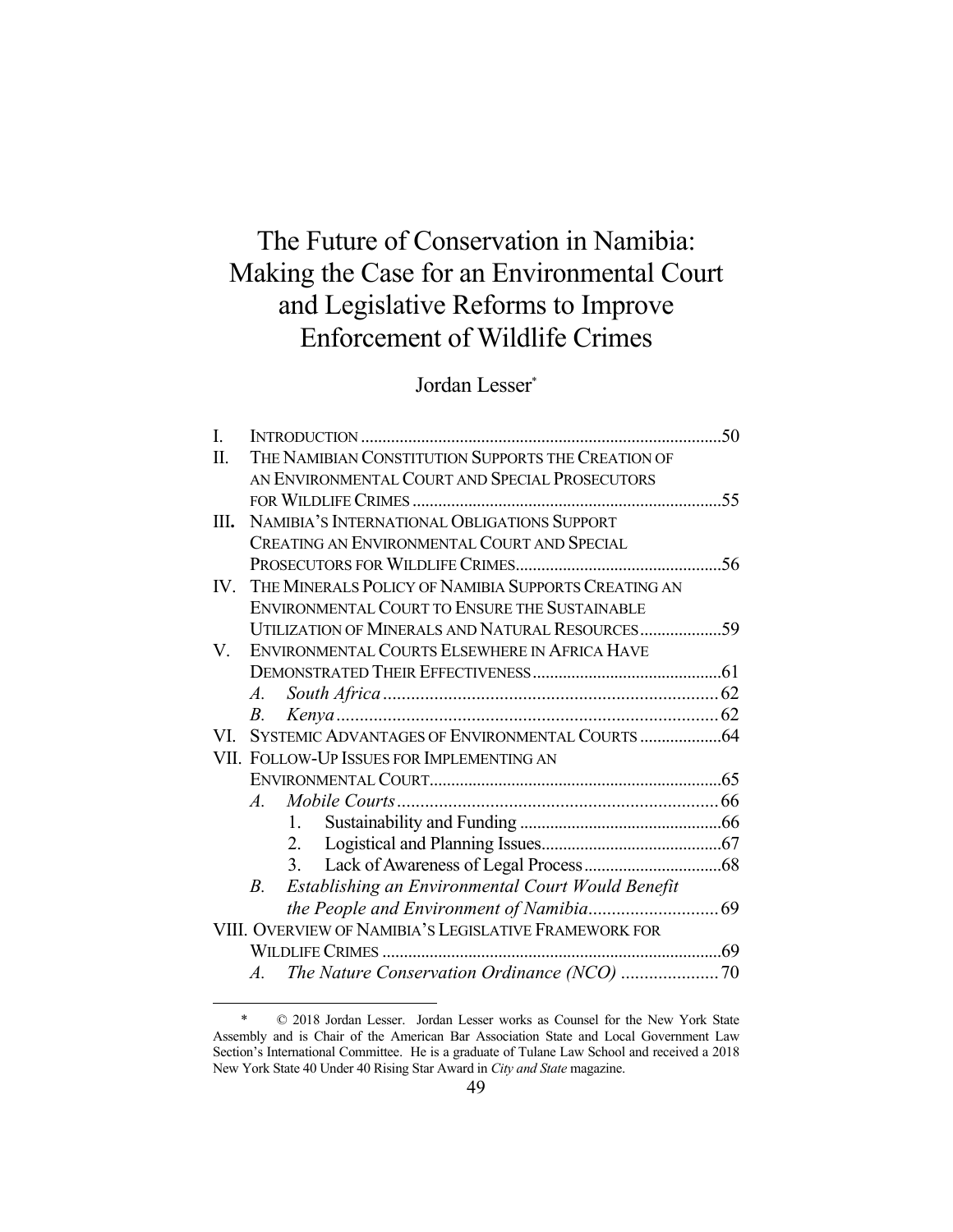# The Future of Conservation in Namibia: Making the Case for an Environmental Court and Legislative Reforms to Improve Enforcement of Wildlife Crimes

Jordan Lesser*

| | | |
|---|---|---|
| I. | INTRODUCTION | 50 |
| II. | THE NAMIBIAN CONSTITUTION SUPPORTS THE CREATION OF AN ENVIRONMENTAL COURT AND SPECIAL PROSECUTORS FOR WILDLIFE CRIMES | 55 |
| III. | NAMIBIA'S INTERNATIONAL OBLIGATIONS SUPPORT CREATING AN ENVIRONMENTAL COURT AND SPECIAL PROSECUTORS FOR WILDLIFE CRIMES | 56 |
| IV. | THE MINERALS POLICY OF NAMIBIA SUPPORTS CREATING AN ENVIRONMENTAL COURT TO ENSURE THE SUSTAINABLE UTILIZATION OF MINERALS AND NATURAL RESOURCES | 59 |
| V. | ENVIRONMENTAL COURTS ELSEWHERE IN AFRICA HAVE DEMONSTRATED THEIR EFFECTIVENESS | 61 |
| | *A. South Africa* | 62 |
| | *B. Kenya* | 62 |
| VI. | SYSTEMIC ADVANTAGES OF ENVIRONMENTAL COURTS | 64 |
| VII. | FOLLOW-UP ISSUES FOR IMPLEMENTING AN ENVIRONMENTAL COURT | 65 |
| | *A. Mobile Courts* | 66 |
| | 1. Sustainability and Funding | 66 |
| | 2. Logistical and Planning Issues | 67 |
| | 3. Lack of Awareness of Legal Process | 68 |
| | *B. Establishing an Environmental Court Would Benefit the People and Environment of Namibia* | 69 |
| VIII. | OVERVIEW OF NAMIBIA'S LEGISLATIVE FRAMEWORK FOR WILDLIFE CRIMES | 69 |
| | *A. The Nature Conservation Ordinance (NCO)* | 70 |

\* © 2018 Jordan Lesser. Jordan Lesser works as Counsel for the New York State Assembly and is Chair of the American Bar Association State and Local Government Law Section's International Committee. He is a graduate of Tulane Law School and received a 2018 New York State 40 Under 40 Rising Star Award in *City and State* magazine.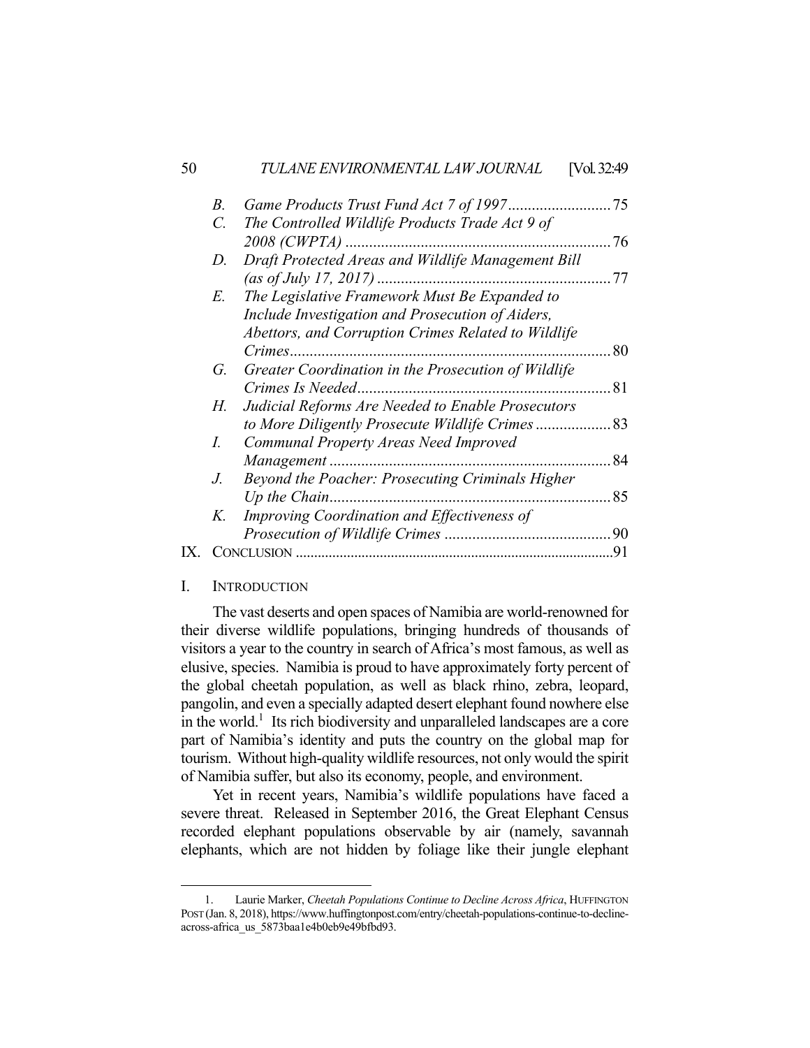- B. *Game Products Trust Fund Act 7 of 1997* .......................... 75
- C. *The Controlled Wildlife Products Trade Act 9 of 2008 (CWPTA)* .................................................................. 76
- D. *Draft Protected Areas and Wildlife Management Bill (as of July 17, 2017)* .......................................................... 77
- E. *The Legislative Framework Must Be Expanded to Include Investigation and Prosecution of Aiders, Abettors, and Corruption Crimes Related to Wildlife Crimes* ................................................................................ 80
- G. *Greater Coordination in the Prosecution of Wildlife Crimes Is Needed* ................................................................ 81
- H. *Judicial Reforms Are Needed to Enable Prosecutors to More Diligently Prosecute Wildlife Crimes* ................... 83
- I. *Communal Property Areas Need Improved Management* ...................................................................... 84
- J. *Beyond the Poacher: Prosecuting Criminals Higher Up the Chain* ...................................................................... 85
- K. *Improving Coordination and Effectiveness of Prosecution of Wildlife Crimes* .......................................... 90

IX. CONCLUSION ..................................................................................... 91

## I. INTRODUCTION

The vast deserts and open spaces of Namibia are world-renowned for their diverse wildlife populations, bringing hundreds of thousands of visitors a year to the country in search of Africa's most famous, as well as elusive, species. Namibia is proud to have approximately forty percent of the global cheetah population, as well as black rhino, zebra, leopard, pangolin, and even a specially adapted desert elephant found nowhere else in the world.[1] Its rich biodiversity and unparalleled landscapes are a core part of Namibia's identity and puts the country on the global map for tourism. Without high-quality wildlife resources, not only would the spirit of Namibia suffer, but also its economy, people, and environment.

Yet in recent years, Namibia's wildlife populations have faced a severe threat. Released in September 2016, the Great Elephant Census recorded elephant populations observable by air (namely, savannah elephants, which are not hidden by foliage like their jungle elephant

1. Laurie Marker, *Cheetah Populations Continue to Decline Across Africa*, HUFFINGTON POST (Jan. 8, 2018), https://www.huffingtonpost.com/entry/cheetah-populations-continue-to-decline-across-africa_us_5873baa1e4b0eb9e49bfbd93.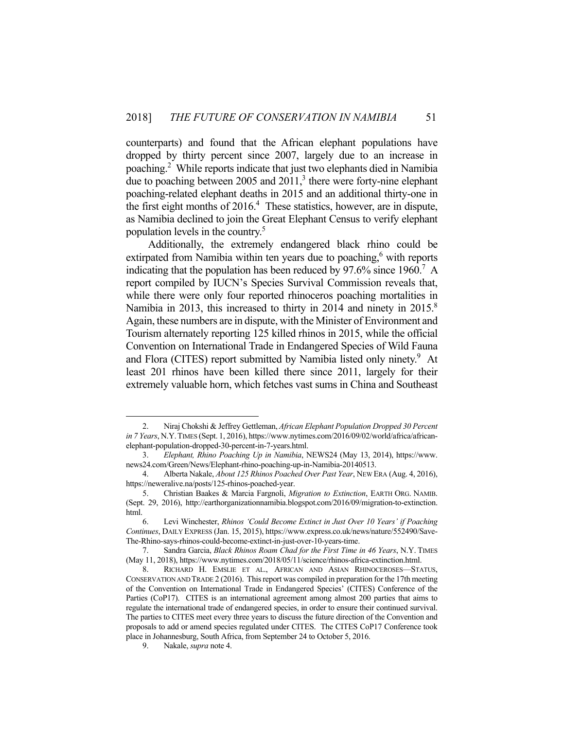counterparts) and found that the African elephant populations have dropped by thirty percent since 2007, largely due to an increase in poaching.[2] While reports indicate that just two elephants died in Namibia due to poaching between 2005 and 2011,[3] there were forty-nine elephant poaching-related elephant deaths in 2015 and an additional thirty-one in the first eight months of 2016.[4] These statistics, however, are in dispute, as Namibia declined to join the Great Elephant Census to verify elephant population levels in the country.[5]

Additionally, the extremely endangered black rhino could be extirpated from Namibia within ten years due to poaching,[6] with reports indicating that the population has been reduced by 97.6% since 1960.[7] A report compiled by IUCN's Species Survival Commission reveals that, while there were only four reported rhinoceros poaching mortalities in Namibia in 2013, this increased to thirty in 2014 and ninety in 2015.[8] Again, these numbers are in dispute, with the Minister of Environment and Tourism alternately reporting 125 killed rhinos in 2015, while the official Convention on International Trade in Endangered Species of Wild Fauna and Flora (CITES) report submitted by Namibia listed only ninety.[9] At least 201 rhinos have been killed there since 2011, largely for their extremely valuable horn, which fetches vast sums in China and Southeast

---

2. Niraj Chokshi & Jeffrey Gettleman, *African Elephant Population Dropped 30 Percent in 7 Years*, N.Y. TIMES (Sept. 1, 2016), https://www.nytimes.com/2016/09/02/world/africa/african-elephant-population-dropped-30-percent-in-7-years.html.

3. *Elephant, Rhino Poaching Up in Namibia*, NEWS24 (May 13, 2014), https://www.news24.com/Green/News/Elephant-rhino-poaching-up-in-Namibia-20140513.

4. Alberta Nakale, *About 125 Rhinos Poached Over Past Year*, NEW ERA (Aug. 4, 2016), https://neweralive.na/posts/125-rhinos-poached-year.

5. Christian Baakes & Marcia Fargnoli, *Migration to Extinction*, EARTH ORG. NAMIB. (Sept. 29, 2016), http://earthorganizationnamibia.blogspot.com/2016/09/migration-to-extinction.html.

6. Levi Winchester, *Rhinos 'Could Become Extinct in Just Over 10 Years' if Poaching Continues*, DAILY EXPRESS (Jan. 15, 2015), https://www.express.co.uk/news/nature/552490/Save-The-Rhino-says-rhinos-could-become-extinct-in-just-over-10-years-time.

7. Sandra Garcia, *Black Rhinos Roam Chad for the First Time in 46 Years*, N.Y. TIMES (May 11, 2018), https://www.nytimes.com/2018/05/11/science/rhinos-africa-extinction.html.

8. RICHARD H. EMSLIE ET AL., AFRICAN AND ASIAN RHINOCEROSES—STATUS, CONSERVATION AND TRADE 2 (2016). This report was compiled in preparation for the 17th meeting of the Convention on International Trade in Endangered Species' (CITES) Conference of the Parties (CoP17). CITES is an international agreement among almost 200 parties that aims to regulate the international trade of endangered species, in order to ensure their continued survival. The parties to CITES meet every three years to discuss the future direction of the Convention and proposals to add or amend species regulated under CITES. The CITES CoP17 Conference took place in Johannesburg, South Africa, from September 24 to October 5, 2016.

9. Nakale, *supra* note 4.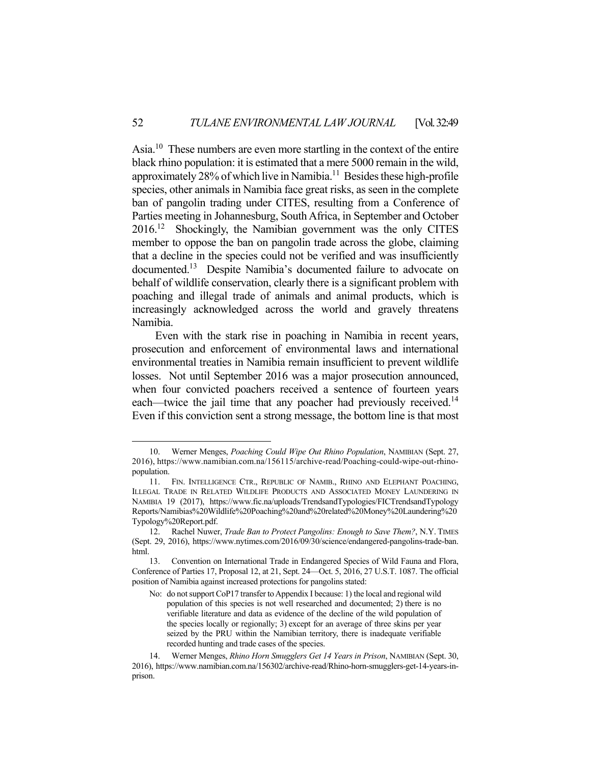Asia.[10] These numbers are even more startling in the context of the entire black rhino population: it is estimated that a mere 5000 remain in the wild, approximately 28% of which live in Namibia.[11] Besides these high-profile species, other animals in Namibia face great risks, as seen in the complete ban of pangolin trading under CITES, resulting from a Conference of Parties meeting in Johannesburg, South Africa, in September and October 2016.[12] Shockingly, the Namibian government was the only CITES member to oppose the ban on pangolin trade across the globe, claiming that a decline in the species could not be verified and was insufficiently documented.[13] Despite Namibia's documented failure to advocate on behalf of wildlife conservation, clearly there is a significant problem with poaching and illegal trade of animals and animal products, which is increasingly acknowledged across the world and gravely threatens Namibia.

Even with the stark rise in poaching in Namibia in recent years, prosecution and enforcement of environmental laws and international environmental treaties in Namibia remain insufficient to prevent wildlife losses. Not until September 2016 was a major prosecution announced, when four convicted poachers received a sentence of fourteen years each—twice the jail time that any poacher had previously received.[14] Even if this conviction sent a strong message, the bottom line is that most

---

10. Werner Menges, *Poaching Could Wipe Out Rhino Population*, NAMIBIAN (Sept. 27, 2016), https://www.namibian.com.na/156115/archive-read/Poaching-could-wipe-out-rhino-population.

11. FIN. INTELLIGENCE CTR., REPUBLIC OF NAMIB., RHINO AND ELEPHANT POACHING, ILLEGAL TRADE IN RELATED WILDLIFE PRODUCTS AND ASSOCIATED MONEY LAUNDERING IN NAMIBIA 19 (2017), https://www.fic.na/uploads/TrendsandTypologies/FICTrendsandTypology Reports/Namibias%20Wildlife%20Poaching%20and%20related%20Money%20Laundering%20 Typology%20Report.pdf.

12. Rachel Nuwer, *Trade Ban to Protect Pangolins: Enough to Save Them?*, N.Y. TIMES (Sept. 29, 2016), https://www.nytimes.com/2016/09/30/science/endangered-pangolins-trade-ban.html.

13. Convention on International Trade in Endangered Species of Wild Fauna and Flora, Conference of Parties 17, Proposal 12, at 21, Sept. 24—Oct. 5, 2016, 27 U.S.T. 1087. The official position of Namibia against increased protections for pangolins stated:

> No: do not support CoP17 transfer to Appendix I because: 1) the local and regional wild population of this species is not well researched and documented; 2) there is no verifiable literature and data as evidence of the decline of the wild population of the species locally or regionally; 3) except for an average of three skins per year seized by the PRU within the Namibian territory, there is inadequate verifiable recorded hunting and trade cases of the species.

14. Werner Menges, *Rhino Horn Smugglers Get 14 Years in Prison*, NAMIBIAN (Sept. 30, 2016), https://www.namibian.com.na/156302/archive-read/Rhino-horn-smugglers-get-14-years-in-prison.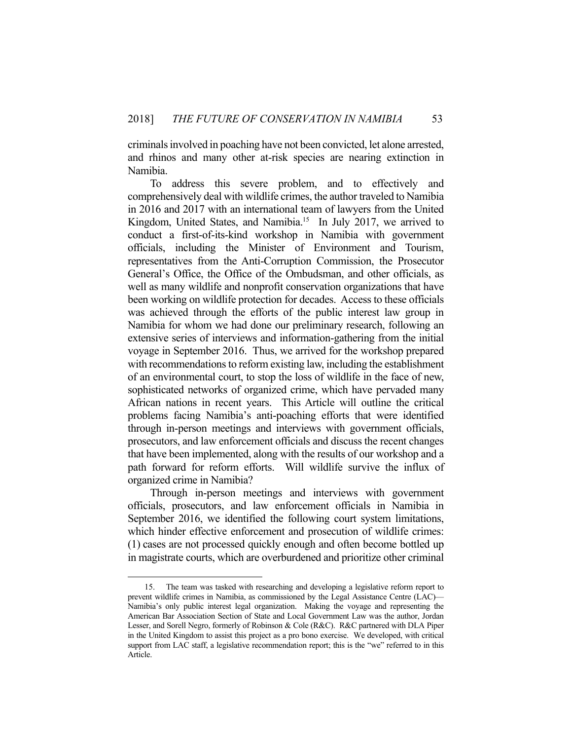criminals involved in poaching have not been convicted, let alone arrested, and rhinos and many other at-risk species are nearing extinction in Namibia.

To address this severe problem, and to effectively and comprehensively deal with wildlife crimes, the author traveled to Namibia in 2016 and 2017 with an international team of lawyers from the United Kingdom, United States, and Namibia.[15] In July 2017, we arrived to conduct a first-of-its-kind workshop in Namibia with government officials, including the Minister of Environment and Tourism, representatives from the Anti-Corruption Commission, the Prosecutor General's Office, the Office of the Ombudsman, and other officials, as well as many wildlife and nonprofit conservation organizations that have been working on wildlife protection for decades. Access to these officials was achieved through the efforts of the public interest law group in Namibia for whom we had done our preliminary research, following an extensive series of interviews and information-gathering from the initial voyage in September 2016. Thus, we arrived for the workshop prepared with recommendations to reform existing law, including the establishment of an environmental court, to stop the loss of wildlife in the face of new, sophisticated networks of organized crime, which have pervaded many African nations in recent years. This Article will outline the critical problems facing Namibia's anti-poaching efforts that were identified through in-person meetings and interviews with government officials, prosecutors, and law enforcement officials and discuss the recent changes that have been implemented, along with the results of our workshop and a path forward for reform efforts. Will wildlife survive the influx of organized crime in Namibia?

Through in-person meetings and interviews with government officials, prosecutors, and law enforcement officials in Namibia in September 2016, we identified the following court system limitations, which hinder effective enforcement and prosecution of wildlife crimes: (1) cases are not processed quickly enough and often become bottled up in magistrate courts, which are overburdened and prioritize other criminal

---

15. The team was tasked with researching and developing a legislative reform report to prevent wildlife crimes in Namibia, as commissioned by the Legal Assistance Centre (LAC)—Namibia's only public interest legal organization. Making the voyage and representing the American Bar Association Section of State and Local Government Law was the author, Jordan Lesser, and Sorell Negro, formerly of Robinson & Cole (R&C). R&C partnered with DLA Piper in the United Kingdom to assist this project as a pro bono exercise. We developed, with critical support from LAC staff, a legislative recommendation report; this is the "we" referred to in this Article.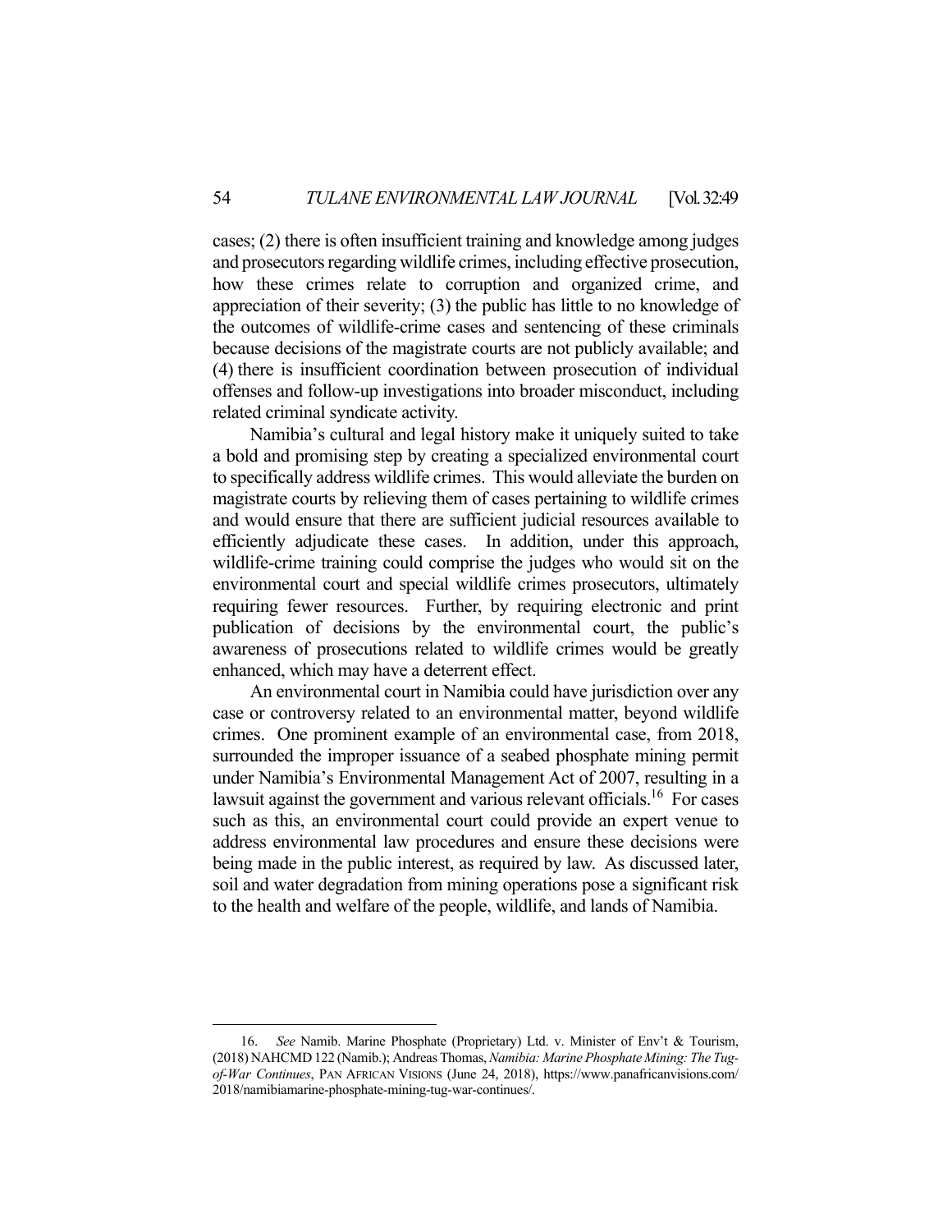cases; (2) there is often insufficient training and knowledge among judges and prosecutors regarding wildlife crimes, including effective prosecution, how these crimes relate to corruption and organized crime, and appreciation of their severity; (3) the public has little to no knowledge of the outcomes of wildlife-crime cases and sentencing of these criminals because decisions of the magistrate courts are not publicly available; and (4) there is insufficient coordination between prosecution of individual offenses and follow-up investigations into broader misconduct, including related criminal syndicate activity.

Namibia's cultural and legal history make it uniquely suited to take a bold and promising step by creating a specialized environmental court to specifically address wildlife crimes. This would alleviate the burden on magistrate courts by relieving them of cases pertaining to wildlife crimes and would ensure that there are sufficient judicial resources available to efficiently adjudicate these cases. In addition, under this approach, wildlife-crime training could comprise the judges who would sit on the environmental court and special wildlife crimes prosecutors, ultimately requiring fewer resources. Further, by requiring electronic and print publication of decisions by the environmental court, the public's awareness of prosecutions related to wildlife crimes would be greatly enhanced, which may have a deterrent effect.

An environmental court in Namibia could have jurisdiction over any case or controversy related to an environmental matter, beyond wildlife crimes. One prominent example of an environmental case, from 2018, surrounded the improper issuance of a seabed phosphate mining permit under Namibia's Environmental Management Act of 2007, resulting in a lawsuit against the government and various relevant officials.[16] For cases such as this, an environmental court could provide an expert venue to address environmental law procedures and ensure these decisions were being made in the public interest, as required by law. As discussed later, soil and water degradation from mining operations pose a significant risk to the health and welfare of the people, wildlife, and lands of Namibia.

---

16. *See* Namib. Marine Phosphate (Proprietary) Ltd. v. Minister of Env't & Tourism, (2018) NAHCMD 122 (Namib.); Andreas Thomas, *Namibia: Marine Phosphate Mining: The Tug-of-War Continues*, PAN AFRICAN VISIONS (June 24, 2018), https://www.panafricanvisions.com/2018/namibiamarine-phosphate-mining-tug-war-continues/.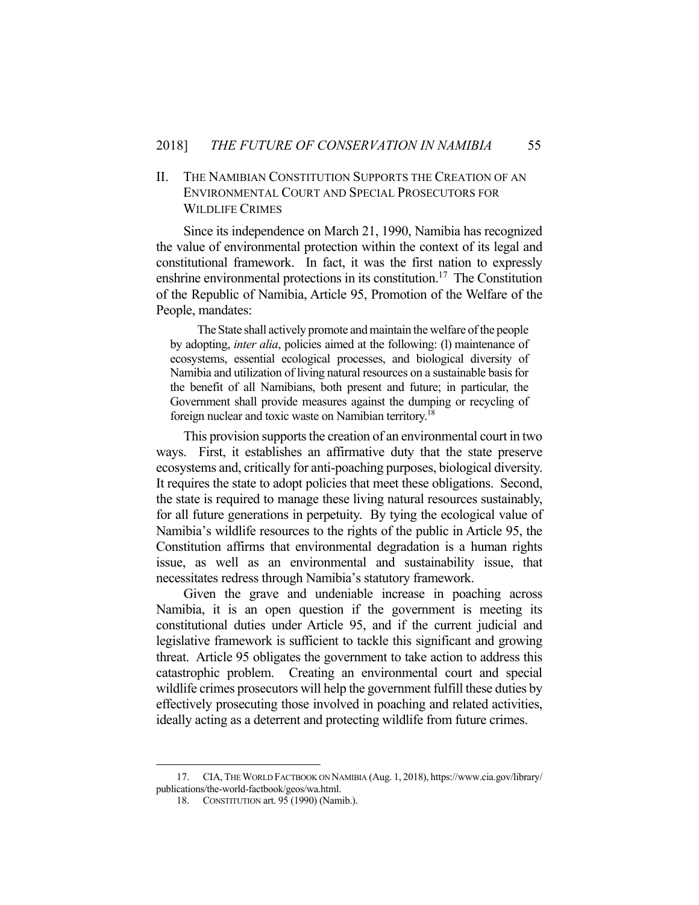## II. The Namibian Constitution Supports the Creation of an Environmental Court and Special Prosecutors for Wildlife Crimes

Since its independence on March 21, 1990, Namibia has recognized the value of environmental protection within the context of its legal and constitutional framework. In fact, it was the first nation to expressly enshrine environmental protections in its constitution.[17] The Constitution of the Republic of Namibia, Article 95, Promotion of the Welfare of the People, mandates:

> The State shall actively promote and maintain the welfare of the people by adopting, *inter alia*, policies aimed at the following: (l) maintenance of ecosystems, essential ecological processes, and biological diversity of Namibia and utilization of living natural resources on a sustainable basis for the benefit of all Namibians, both present and future; in particular, the Government shall provide measures against the dumping or recycling of foreign nuclear and toxic waste on Namibian territory.[18]

This provision supports the creation of an environmental court in two ways. First, it establishes an affirmative duty that the state preserve ecosystems and, critically for anti-poaching purposes, biological diversity. It requires the state to adopt policies that meet these obligations. Second, the state is required to manage these living natural resources sustainably, for all future generations in perpetuity. By tying the ecological value of Namibia's wildlife resources to the rights of the public in Article 95, the Constitution affirms that environmental degradation is a human rights issue, as well as an environmental and sustainability issue, that necessitates redress through Namibia's statutory framework.

Given the grave and undeniable increase in poaching across Namibia, it is an open question if the government is meeting its constitutional duties under Article 95, and if the current judicial and legislative framework is sufficient to tackle this significant and growing threat. Article 95 obligates the government to take action to address this catastrophic problem. Creating an environmental court and special wildlife crimes prosecutors will help the government fulfill these duties by effectively prosecuting those involved in poaching and related activities, ideally acting as a deterrent and protecting wildlife from future crimes.

---

17. CIA, THE WORLD FACTBOOK ON NAMIBIA (Aug. 1, 2018), https://www.cia.gov/library/publications/the-world-factbook/geos/wa.html.

18. CONSTITUTION art. 95 (1990) (Namib.).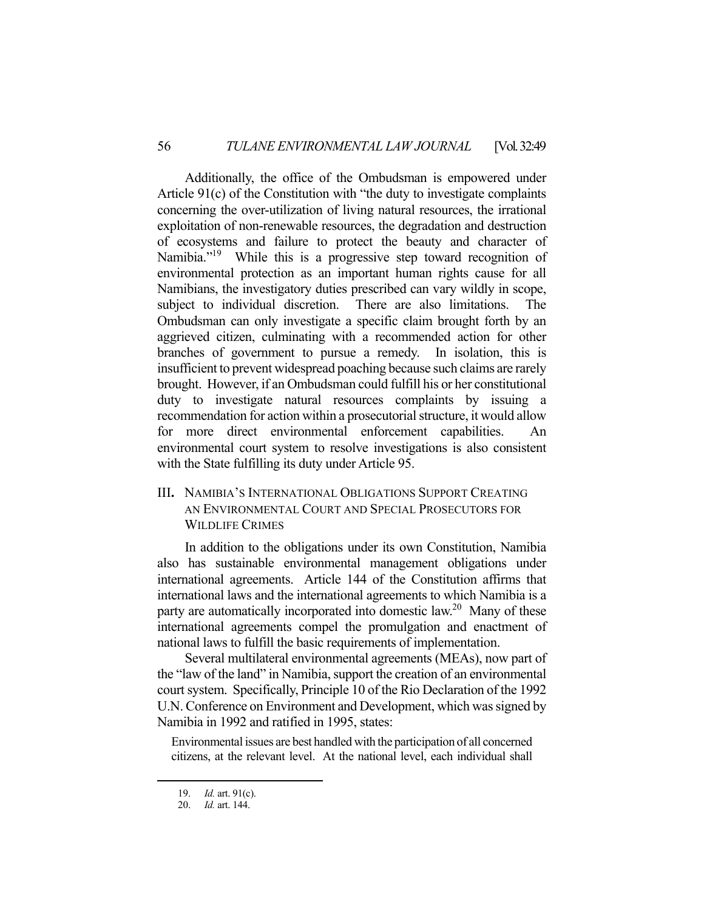Additionally, the office of the Ombudsman is empowered under Article 91(c) of the Constitution with "the duty to investigate complaints concerning the over-utilization of living natural resources, the irrational exploitation of non-renewable resources, the degradation and destruction of ecosystems and failure to protect the beauty and character of Namibia."[19] While this is a progressive step toward recognition of environmental protection as an important human rights cause for all Namibians, the investigatory duties prescribed can vary wildly in scope, subject to individual discretion. There are also limitations. The Ombudsman can only investigate a specific claim brought forth by an aggrieved citizen, culminating with a recommended action for other branches of government to pursue a remedy. In isolation, this is insufficient to prevent widespread poaching because such claims are rarely brought. However, if an Ombudsman could fulfill his or her constitutional duty to investigate natural resources complaints by issuing a recommendation for action within a prosecutorial structure, it would allow for more direct environmental enforcement capabilities. An environmental court system to resolve investigations is also consistent with the State fulfilling its duty under Article 95.

## III. NAMIBIA'S INTERNATIONAL OBLIGATIONS SUPPORT CREATING AN ENVIRONMENTAL COURT AND SPECIAL PROSECUTORS FOR WILDLIFE CRIMES

In addition to the obligations under its own Constitution, Namibia also has sustainable environmental management obligations under international agreements. Article 144 of the Constitution affirms that international laws and the international agreements to which Namibia is a party are automatically incorporated into domestic law.[20] Many of these international agreements compel the promulgation and enactment of national laws to fulfill the basic requirements of implementation.

Several multilateral environmental agreements (MEAs), now part of the "law of the land" in Namibia, support the creation of an environmental court system. Specifically, Principle 10 of the Rio Declaration of the 1992 U.N. Conference on Environment and Development, which was signed by Namibia in 1992 and ratified in 1995, states:

> Environmental issues are best handled with the participation of all concerned citizens, at the relevant level. At the national level, each individual shall

---

19. *Id.* art. 91(c).
20. *Id.* art. 144.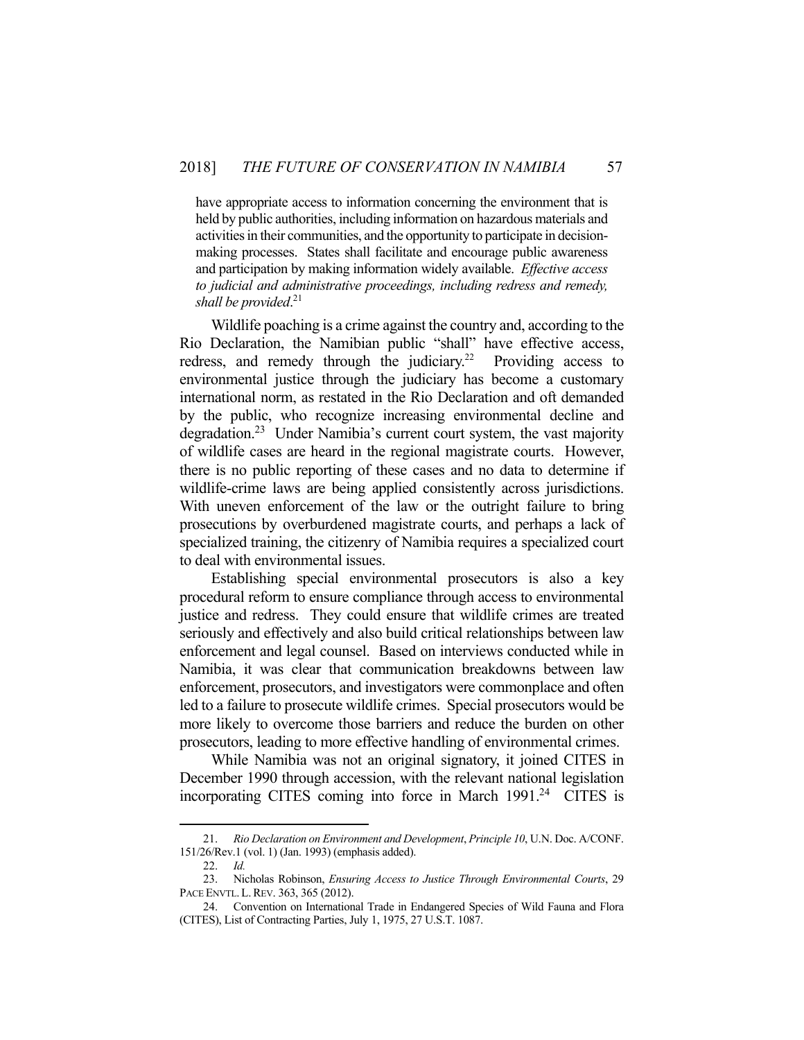> have appropriate access to information concerning the environment that is held by public authorities, including information on hazardous materials and activities in their communities, and the opportunity to participate in decision-making processes. States shall facilitate and encourage public awareness and participation by making information widely available. *Effective access to judicial and administrative proceedings, including redress and remedy, shall be provided*.[21]

Wildlife poaching is a crime against the country and, according to the Rio Declaration, the Namibian public "shall" have effective access, redress, and remedy through the judiciary.[22] Providing access to environmental justice through the judiciary has become a customary international norm, as restated in the Rio Declaration and oft demanded by the public, who recognize increasing environmental decline and degradation.[23] Under Namibia's current court system, the vast majority of wildlife cases are heard in the regional magistrate courts. However, there is no public reporting of these cases and no data to determine if wildlife-crime laws are being applied consistently across jurisdictions. With uneven enforcement of the law or the outright failure to bring prosecutions by overburdened magistrate courts, and perhaps a lack of specialized training, the citizenry of Namibia requires a specialized court to deal with environmental issues.

Establishing special environmental prosecutors is also a key procedural reform to ensure compliance through access to environmental justice and redress. They could ensure that wildlife crimes are treated seriously and effectively and also build critical relationships between law enforcement and legal counsel. Based on interviews conducted while in Namibia, it was clear that communication breakdowns between law enforcement, prosecutors, and investigators were commonplace and often led to a failure to prosecute wildlife crimes. Special prosecutors would be more likely to overcome those barriers and reduce the burden on other prosecutors, leading to more effective handling of environmental crimes.

While Namibia was not an original signatory, it joined CITES in December 1990 through accession, with the relevant national legislation incorporating CITES coming into force in March 1991.[24] CITES is

---

21. *Rio Declaration on Environment and Development*, *Principle 10*, U.N. Doc. A/CONF. 151/26/Rev.1 (vol. 1) (Jan. 1993) (emphasis added).

22. *Id.*

23. Nicholas Robinson, *Ensuring Access to Justice Through Environmental Courts*, 29 PACE ENVTL. L. REV. 363, 365 (2012).

24. Convention on International Trade in Endangered Species of Wild Fauna and Flora (CITES), List of Contracting Parties, July 1, 1975, 27 U.S.T. 1087.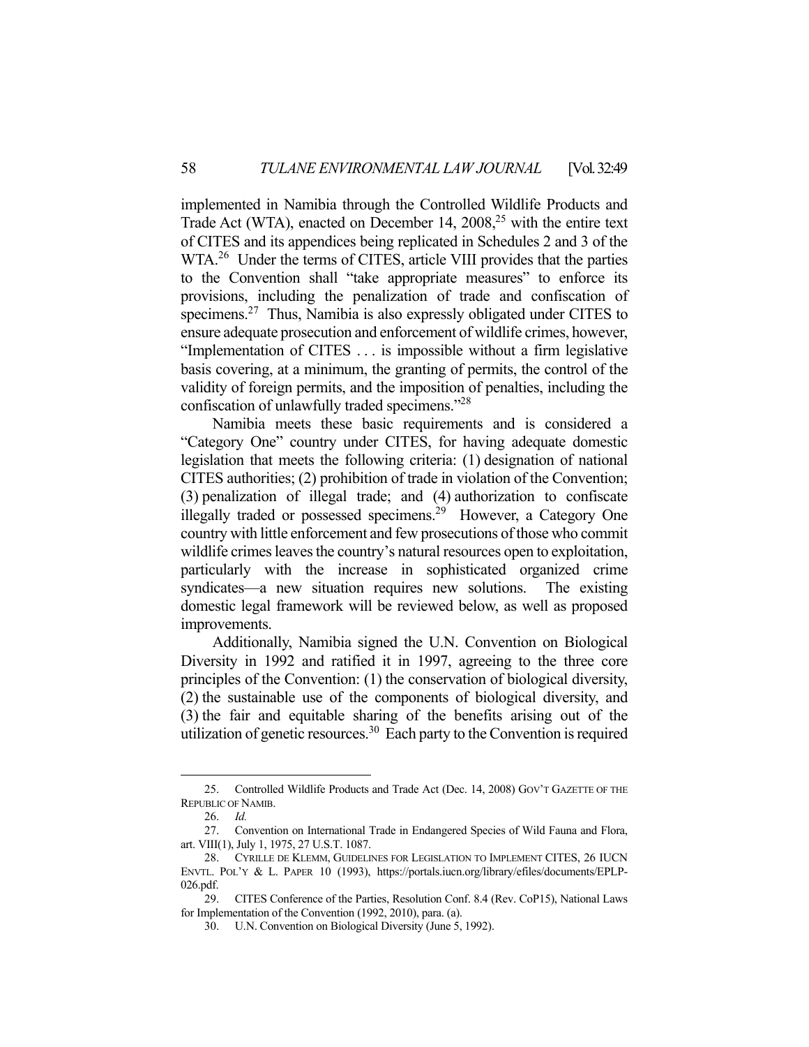implemented in Namibia through the Controlled Wildlife Products and Trade Act (WTA), enacted on December 14, 2008,[25] with the entire text of CITES and its appendices being replicated in Schedules 2 and 3 of the WTA.[26] Under the terms of CITES, article VIII provides that the parties to the Convention shall "take appropriate measures" to enforce its provisions, including the penalization of trade and confiscation of specimens.[27] Thus, Namibia is also expressly obligated under CITES to ensure adequate prosecution and enforcement of wildlife crimes, however, "Implementation of CITES . . . is impossible without a firm legislative basis covering, at a minimum, the granting of permits, the control of the validity of foreign permits, and the imposition of penalties, including the confiscation of unlawfully traded specimens."[28]

Namibia meets these basic requirements and is considered a "Category One" country under CITES, for having adequate domestic legislation that meets the following criteria: (1) designation of national CITES authorities; (2) prohibition of trade in violation of the Convention; (3) penalization of illegal trade; and (4) authorization to confiscate illegally traded or possessed specimens.[29] However, a Category One country with little enforcement and few prosecutions of those who commit wildlife crimes leaves the country's natural resources open to exploitation, particularly with the increase in sophisticated organized crime syndicates—a new situation requires new solutions. The existing domestic legal framework will be reviewed below, as well as proposed improvements.

Additionally, Namibia signed the U.N. Convention on Biological Diversity in 1992 and ratified it in 1997, agreeing to the three core principles of the Convention: (1) the conservation of biological diversity, (2) the sustainable use of the components of biological diversity, and (3) the fair and equitable sharing of the benefits arising out of the utilization of genetic resources.[30] Each party to the Convention is required

---

25. Controlled Wildlife Products and Trade Act (Dec. 14, 2008) GOV'T GAZETTE OF THE REPUBLIC OF NAMIB.

26. *Id.*

27. Convention on International Trade in Endangered Species of Wild Fauna and Flora, art. VIII(1), July 1, 1975, 27 U.S.T. 1087.

28. CYRILLE DE KLEMM, GUIDELINES FOR LEGISLATION TO IMPLEMENT CITES, 26 IUCN ENVTL. POL'Y & L. PAPER 10 (1993), https://portals.iucn.org/library/efiles/documents/EPLP-026.pdf.

29. CITES Conference of the Parties, Resolution Conf. 8.4 (Rev. CoP15), National Laws for Implementation of the Convention (1992, 2010), para. (a).

30. U.N. Convention on Biological Diversity (June 5, 1992).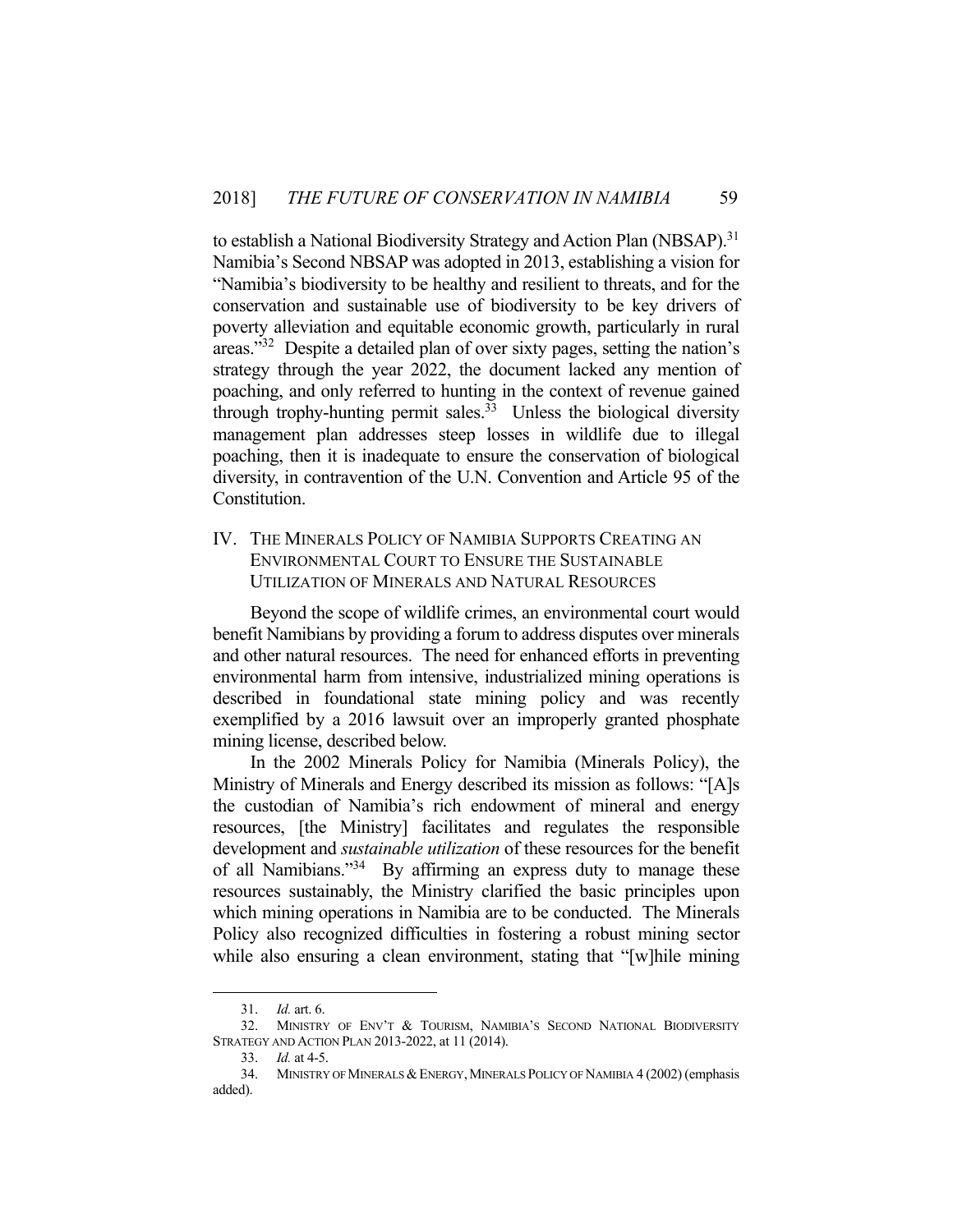to establish a National Biodiversity Strategy and Action Plan (NBSAP).[31] Namibia's Second NBSAP was adopted in 2013, establishing a vision for "Namibia's biodiversity to be healthy and resilient to threats, and for the conservation and sustainable use of biodiversity to be key drivers of poverty alleviation and equitable economic growth, particularly in rural areas."[32] Despite a detailed plan of over sixty pages, setting the nation's strategy through the year 2022, the document lacked any mention of poaching, and only referred to hunting in the context of revenue gained through trophy-hunting permit sales.[33] Unless the biological diversity management plan addresses steep losses in wildlife due to illegal poaching, then it is inadequate to ensure the conservation of biological diversity, in contravention of the U.N. Convention and Article 95 of the Constitution.

## IV. THE MINERALS POLICY OF NAMIBIA SUPPORTS CREATING AN ENVIRONMENTAL COURT TO ENSURE THE SUSTAINABLE UTILIZATION OF MINERALS AND NATURAL RESOURCES

Beyond the scope of wildlife crimes, an environmental court would benefit Namibians by providing a forum to address disputes over minerals and other natural resources. The need for enhanced efforts in preventing environmental harm from intensive, industrialized mining operations is described in foundational state mining policy and was recently exemplified by a 2016 lawsuit over an improperly granted phosphate mining license, described below.

In the 2002 Minerals Policy for Namibia (Minerals Policy), the Ministry of Minerals and Energy described its mission as follows: "[A]s the custodian of Namibia's rich endowment of mineral and energy resources, [the Ministry] facilitates and regulates the responsible development and *sustainable utilization* of these resources for the benefit of all Namibians."[34] By affirming an express duty to manage these resources sustainably, the Ministry clarified the basic principles upon which mining operations in Namibia are to be conducted. The Minerals Policy also recognized difficulties in fostering a robust mining sector while also ensuring a clean environment, stating that "[w]hile mining

---

31. *Id.* art. 6.

32. MINISTRY OF ENV'T & TOURISM, NAMIBIA'S SECOND NATIONAL BIODIVERSITY STRATEGY AND ACTION PLAN 2013-2022, at 11 (2014).

33. *Id.* at 4-5.

34. MINISTRY OF MINERALS & ENERGY, MINERALS POLICY OF NAMIBIA 4 (2002) (emphasis added).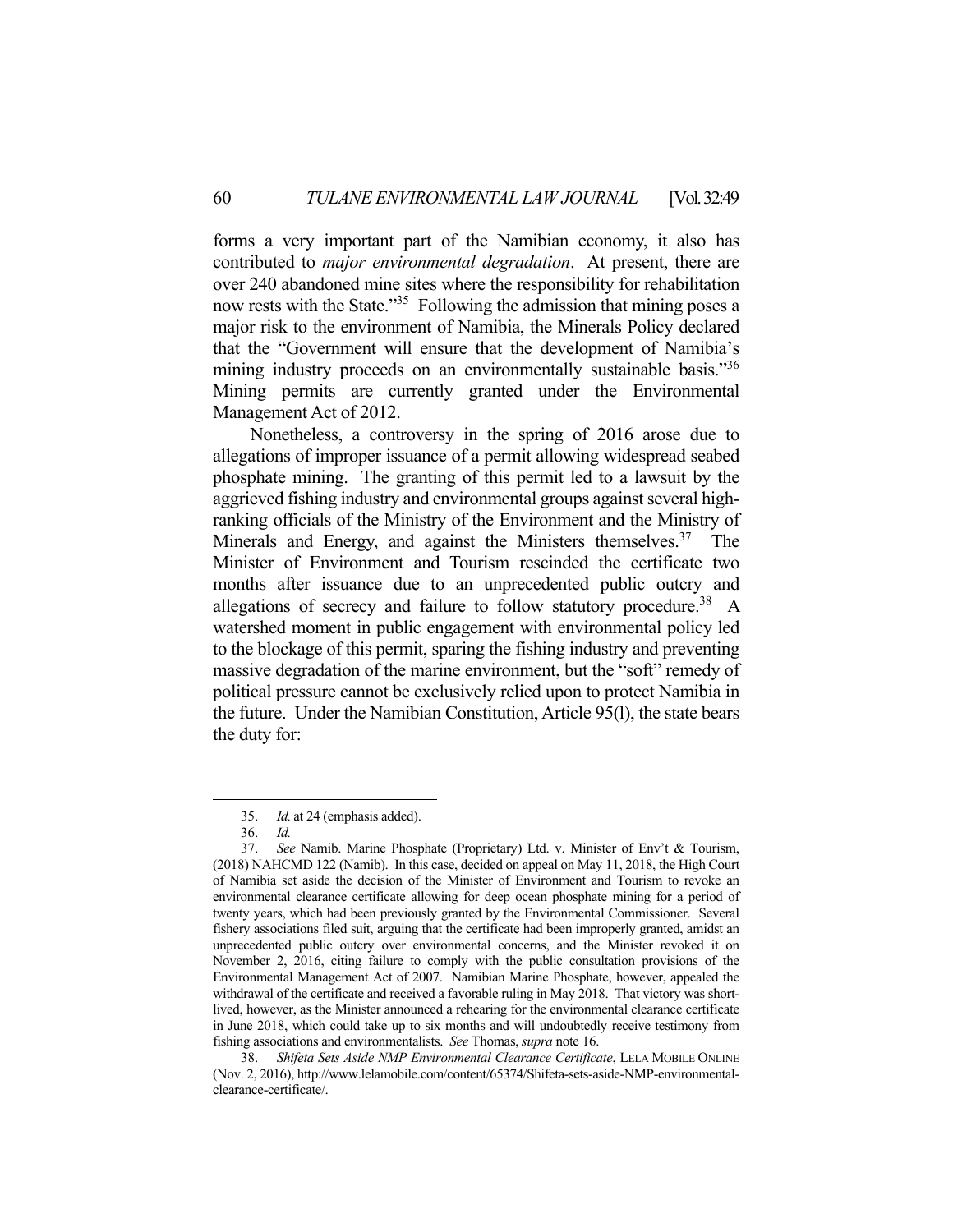forms a very important part of the Namibian economy, it also has contributed to *major environmental degradation*. At present, there are over 240 abandoned mine sites where the responsibility for rehabilitation now rests with the State."[35] Following the admission that mining poses a major risk to the environment of Namibia, the Minerals Policy declared that the "Government will ensure that the development of Namibia's mining industry proceeds on an environmentally sustainable basis."[36] Mining permits are currently granted under the Environmental Management Act of 2012.

Nonetheless, a controversy in the spring of 2016 arose due to allegations of improper issuance of a permit allowing widespread seabed phosphate mining. The granting of this permit led to a lawsuit by the aggrieved fishing industry and environmental groups against several high-ranking officials of the Ministry of the Environment and the Ministry of Minerals and Energy, and against the Ministers themselves.[37] The Minister of Environment and Tourism rescinded the certificate two months after issuance due to an unprecedented public outcry and allegations of secrecy and failure to follow statutory procedure.[38] A watershed moment in public engagement with environmental policy led to the blockage of this permit, sparing the fishing industry and preventing massive degradation of the marine environment, but the "soft" remedy of political pressure cannot be exclusively relied upon to protect Namibia in the future. Under the Namibian Constitution, Article 95(l), the state bears the duty for:

---

35. *Id.* at 24 (emphasis added).

36. *Id.*

37. *See* Namib. Marine Phosphate (Proprietary) Ltd. v. Minister of Env't & Tourism, (2018) NAHCMD 122 (Namib). In this case, decided on appeal on May 11, 2018, the High Court of Namibia set aside the decision of the Minister of Environment and Tourism to revoke an environmental clearance certificate allowing for deep ocean phosphate mining for a period of twenty years, which had been previously granted by the Environmental Commissioner. Several fishery associations filed suit, arguing that the certificate had been improperly granted, amidst an unprecedented public outcry over environmental concerns, and the Minister revoked it on November 2, 2016, citing failure to comply with the public consultation provisions of the Environmental Management Act of 2007. Namibian Marine Phosphate, however, appealed the withdrawal of the certificate and received a favorable ruling in May 2018. That victory was short-lived, however, as the Minister announced a rehearing for the environmental clearance certificate in June 2018, which could take up to six months and will undoubtedly receive testimony from fishing associations and environmentalists. *See* Thomas, *supra* note 16.

38. *Shifeta Sets Aside NMP Environmental Clearance Certificate*, LELA MOBILE ONLINE (Nov. 2, 2016), http://www.lelamobile.com/content/65374/Shifeta-sets-aside-NMP-environmental-clearance-certificate/.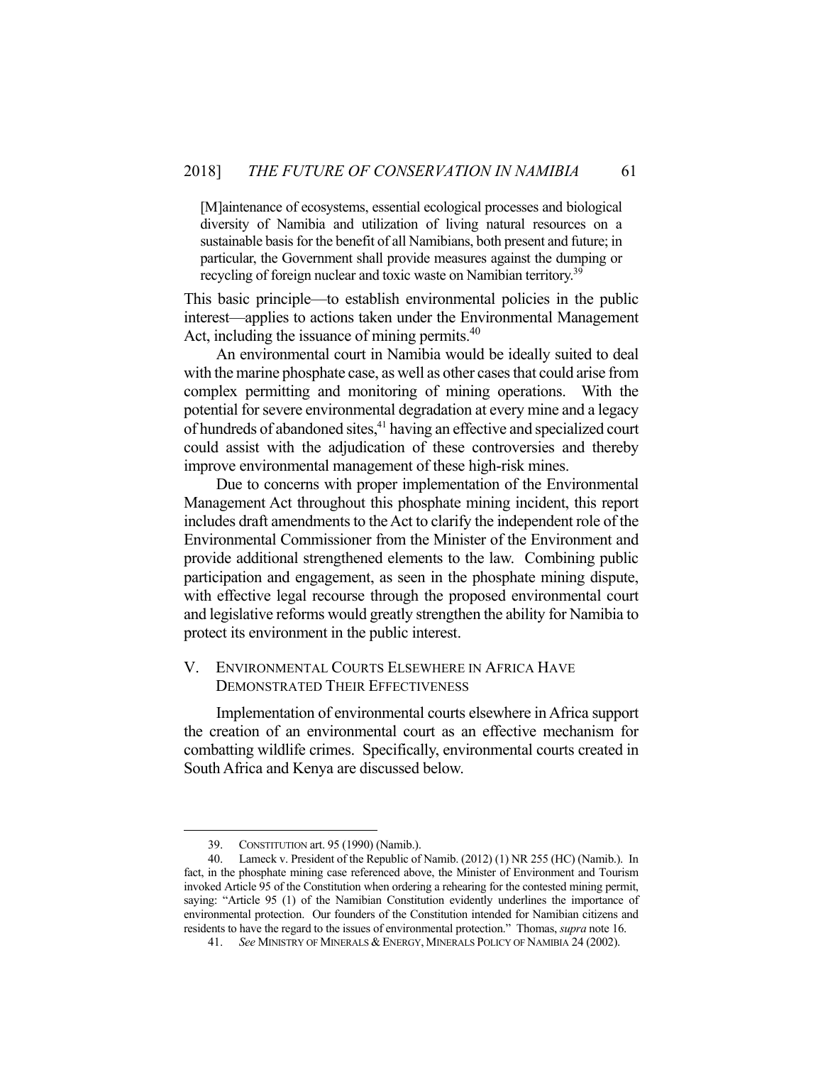> [M]aintenance of ecosystems, essential ecological processes and biological diversity of Namibia and utilization of living natural resources on a sustainable basis for the benefit of all Namibians, both present and future; in particular, the Government shall provide measures against the dumping or recycling of foreign nuclear and toxic waste on Namibian territory.[39]

This basic principle—to establish environmental policies in the public interest—applies to actions taken under the Environmental Management Act, including the issuance of mining permits.[40]

An environmental court in Namibia would be ideally suited to deal with the marine phosphate case, as well as other cases that could arise from complex permitting and monitoring of mining operations. With the potential for severe environmental degradation at every mine and a legacy of hundreds of abandoned sites,[41] having an effective and specialized court could assist with the adjudication of these controversies and thereby improve environmental management of these high-risk mines.

Due to concerns with proper implementation of the Environmental Management Act throughout this phosphate mining incident, this report includes draft amendments to the Act to clarify the independent role of the Environmental Commissioner from the Minister of the Environment and provide additional strengthened elements to the law. Combining public participation and engagement, as seen in the phosphate mining dispute, with effective legal recourse through the proposed environmental court and legislative reforms would greatly strengthen the ability for Namibia to protect its environment in the public interest.

## V. ENVIRONMENTAL COURTS ELSEWHERE IN AFRICA HAVE DEMONSTRATED THEIR EFFECTIVENESS

Implementation of environmental courts elsewhere in Africa support the creation of an environmental court as an effective mechanism for combatting wildlife crimes. Specifically, environmental courts created in South Africa and Kenya are discussed below.

---

39. CONSTITUTION art. 95 (1990) (Namib.).

40. Lameck v. President of the Republic of Namib. (2012) (1) NR 255 (HC) (Namib.). In fact, in the phosphate mining case referenced above, the Minister of Environment and Tourism invoked Article 95 of the Constitution when ordering a rehearing for the contested mining permit, saying: "Article 95 (1) of the Namibian Constitution evidently underlines the importance of environmental protection. Our founders of the Constitution intended for Namibian citizens and residents to have the regard to the issues of environmental protection." Thomas, *supra* note 16.

41. *See* MINISTRY OF MINERALS & ENERGY, MINERALS POLICY OF NAMIBIA 24 (2002).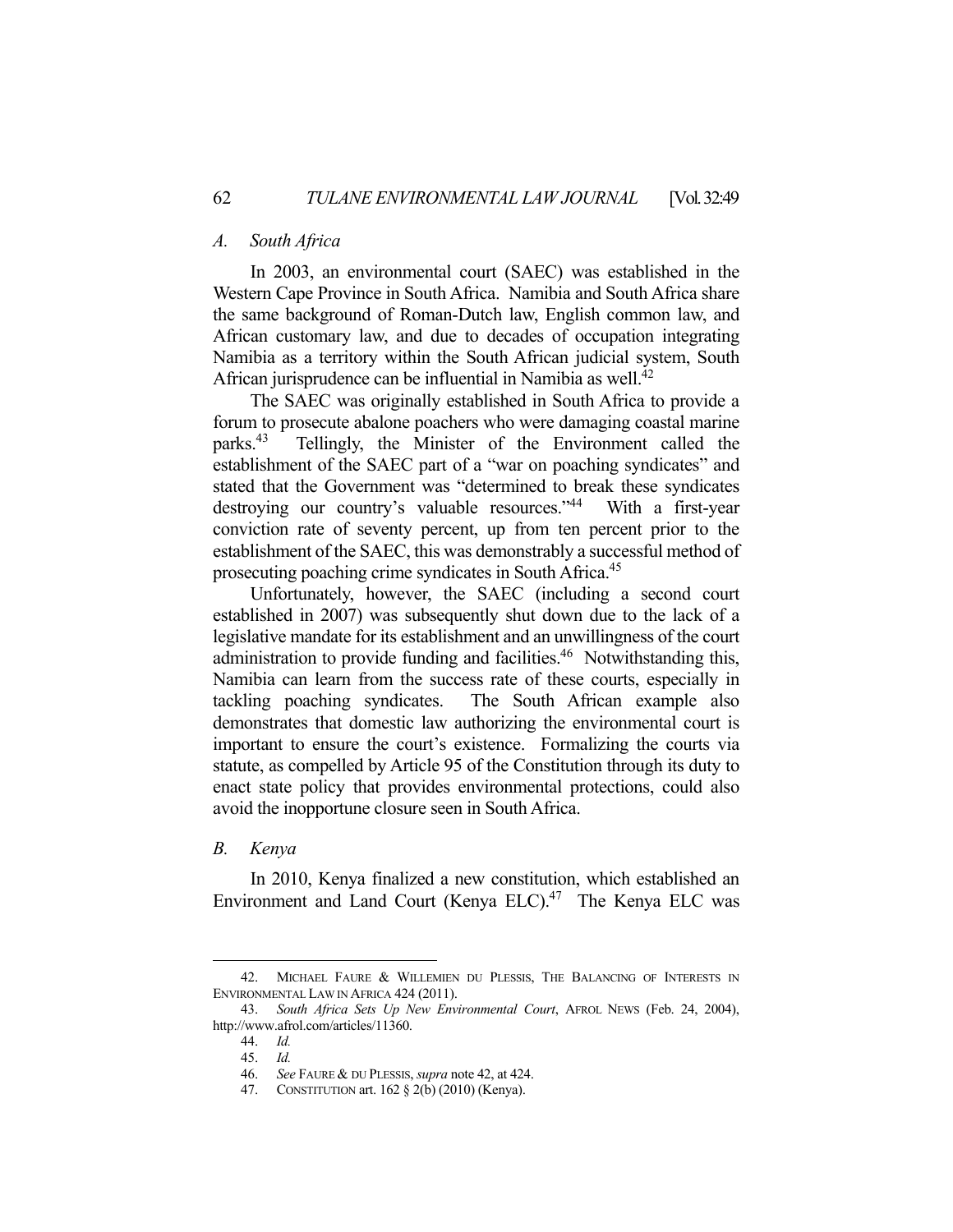### *A. South Africa*

In 2003, an environmental court (SAEC) was established in the Western Cape Province in South Africa. Namibia and South Africa share the same background of Roman-Dutch law, English common law, and African customary law, and due to decades of occupation integrating Namibia as a territory within the South African judicial system, South African jurisprudence can be influential in Namibia as well.[42]

The SAEC was originally established in South Africa to provide a forum to prosecute abalone poachers who were damaging coastal marine parks.[43] Tellingly, the Minister of the Environment called the establishment of the SAEC part of a "war on poaching syndicates" and stated that the Government was "determined to break these syndicates destroying our country's valuable resources."[44] With a first-year conviction rate of seventy percent, up from ten percent prior to the establishment of the SAEC, this was demonstrably a successful method of prosecuting poaching crime syndicates in South Africa.[45]

Unfortunately, however, the SAEC (including a second court established in 2007) was subsequently shut down due to the lack of a legislative mandate for its establishment and an unwillingness of the court administration to provide funding and facilities.[46] Notwithstanding this, Namibia can learn from the success rate of these courts, especially in tackling poaching syndicates. The South African example also demonstrates that domestic law authorizing the environmental court is important to ensure the court's existence. Formalizing the courts via statute, as compelled by Article 95 of the Constitution through its duty to enact state policy that provides environmental protections, could also avoid the inopportune closure seen in South Africa.

### *B. Kenya*

In 2010, Kenya finalized a new constitution, which established an Environment and Land Court (Kenya ELC).[47] The Kenya ELC was

---

42. MICHAEL FAURE & WILLEMIEN DU PLESSIS, THE BALANCING OF INTERESTS IN ENVIRONMENTAL LAW IN AFRICA 424 (2011).

43. *South Africa Sets Up New Environmental Court*, AFROL NEWS (Feb. 24, 2004), http://www.afrol.com/articles/11360.

44. *Id.*

45. *Id.*

46. *See* FAURE & DU PLESSIS, *supra* note 42, at 424.

47. CONSTITUTION art. 162 § 2(b) (2010) (Kenya).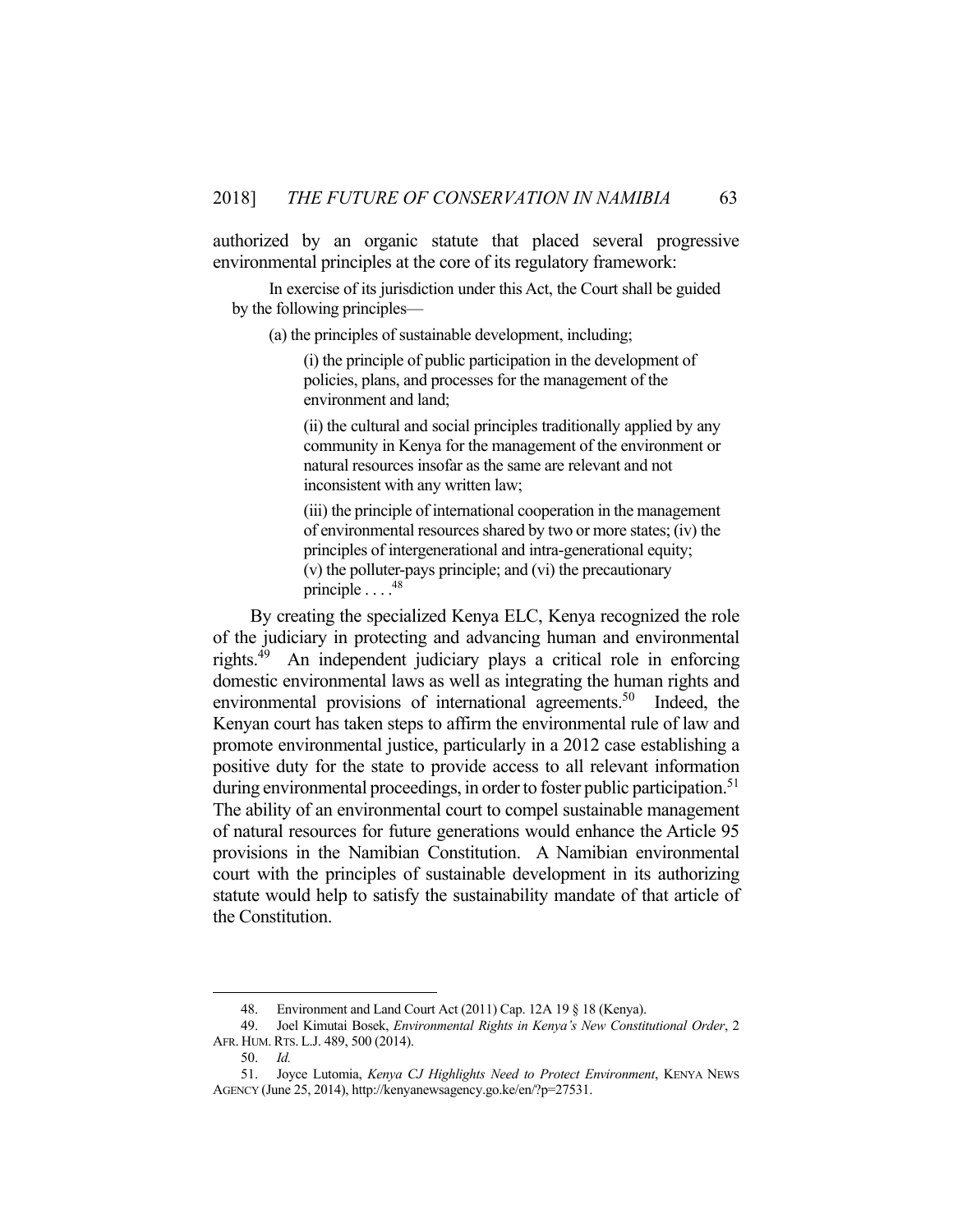authorized by an organic statute that placed several progressive environmental principles at the core of its regulatory framework:

> In exercise of its jurisdiction under this Act, the Court shall be guided by the following principles—
>
> (a) the principles of sustainable development, including;
>
> (i) the principle of public participation in the development of policies, plans, and processes for the management of the environment and land;
>
> (ii) the cultural and social principles traditionally applied by any community in Kenya for the management of the environment or natural resources insofar as the same are relevant and not inconsistent with any written law;
>
> (iii) the principle of international cooperation in the management of environmental resources shared by two or more states; (iv) the principles of intergenerational and intra-generational equity; (v) the polluter-pays principle; and (vi) the precautionary principle . . . .[48]

By creating the specialized Kenya ELC, Kenya recognized the role of the judiciary in protecting and advancing human and environmental rights.[49] An independent judiciary plays a critical role in enforcing domestic environmental laws as well as integrating the human rights and environmental provisions of international agreements.[50] Indeed, the Kenyan court has taken steps to affirm the environmental rule of law and promote environmental justice, particularly in a 2012 case establishing a positive duty for the state to provide access to all relevant information during environmental proceedings, in order to foster public participation.[51] The ability of an environmental court to compel sustainable management of natural resources for future generations would enhance the Article 95 provisions in the Namibian Constitution. A Namibian environmental court with the principles of sustainable development in its authorizing statute would help to satisfy the sustainability mandate of that article of the Constitution.

---

48. Environment and Land Court Act (2011) Cap. 12A 19 § 18 (Kenya).

49. Joel Kimutai Bosek, *Environmental Rights in Kenya's New Constitutional Order*, 2 AFR. HUM. RTS. L.J. 489, 500 (2014).

50. *Id.*

51. Joyce Lutomia, *Kenya CJ Highlights Need to Protect Environment*, KENYA NEWS AGENCY (June 25, 2014), http://kenyanewsagency.go.ke/en/?p=27531.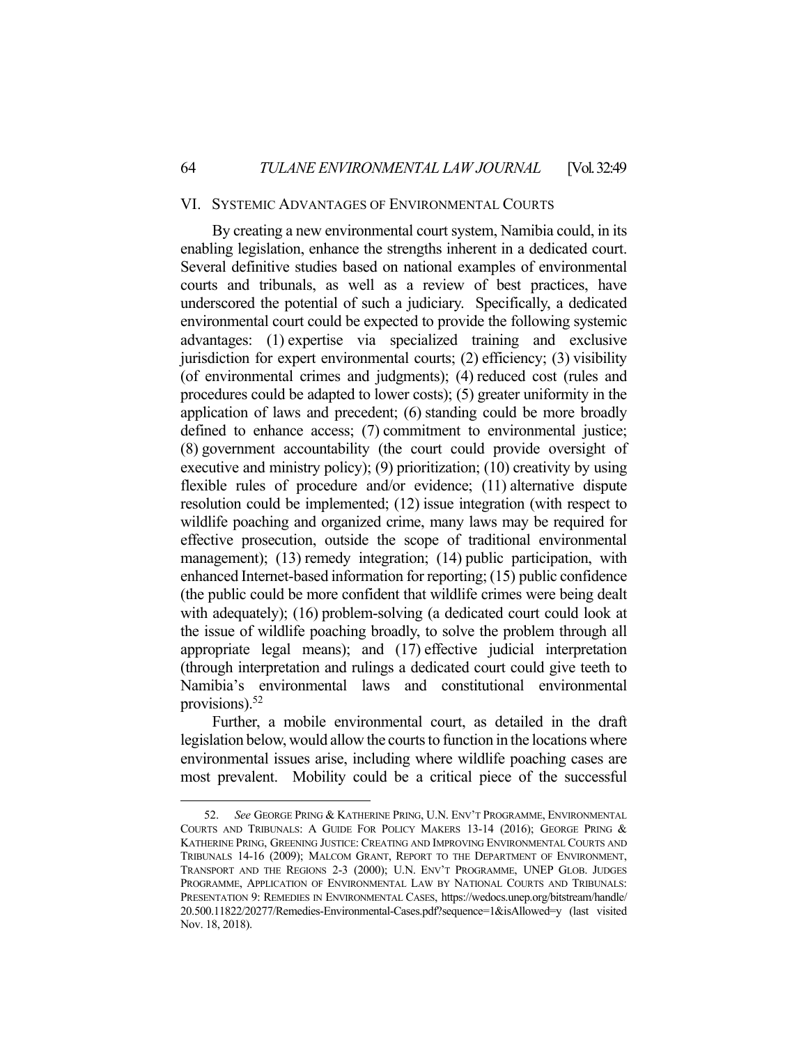## VI. SYSTEMIC ADVANTAGES OF ENVIRONMENTAL COURTS

By creating a new environmental court system, Namibia could, in its enabling legislation, enhance the strengths inherent in a dedicated court. Several definitive studies based on national examples of environmental courts and tribunals, as well as a review of best practices, have underscored the potential of such a judiciary. Specifically, a dedicated environmental court could be expected to provide the following systemic advantages: (1) expertise via specialized training and exclusive jurisdiction for expert environmental courts; (2) efficiency; (3) visibility (of environmental crimes and judgments); (4) reduced cost (rules and procedures could be adapted to lower costs); (5) greater uniformity in the application of laws and precedent; (6) standing could be more broadly defined to enhance access; (7) commitment to environmental justice; (8) government accountability (the court could provide oversight of executive and ministry policy); (9) prioritization; (10) creativity by using flexible rules of procedure and/or evidence; (11) alternative dispute resolution could be implemented; (12) issue integration (with respect to wildlife poaching and organized crime, many laws may be required for effective prosecution, outside the scope of traditional environmental management); (13) remedy integration; (14) public participation, with enhanced Internet-based information for reporting; (15) public confidence (the public could be more confident that wildlife crimes were being dealt with adequately); (16) problem-solving (a dedicated court could look at the issue of wildlife poaching broadly, to solve the problem through all appropriate legal means); and (17) effective judicial interpretation (through interpretation and rulings a dedicated court could give teeth to Namibia's environmental laws and constitutional environmental provisions).[52]

Further, a mobile environmental court, as detailed in the draft legislation below, would allow the courts to function in the locations where environmental issues arise, including where wildlife poaching cases are most prevalent. Mobility could be a critical piece of the successful

---

52. *See* GEORGE PRING & KATHERINE PRING, U.N. ENV'T PROGRAMME, ENVIRONMENTAL COURTS AND TRIBUNALS: A GUIDE FOR POLICY MAKERS 13-14 (2016); GEORGE PRING & KATHERINE PRING, GREENING JUSTICE: CREATING AND IMPROVING ENVIRONMENTAL COURTS AND TRIBUNALS 14-16 (2009); MALCOM GRANT, REPORT TO THE DEPARTMENT OF ENVIRONMENT, TRANSPORT AND THE REGIONS 2-3 (2000); U.N. ENV'T PROGRAMME, UNEP GLOB. JUDGES PROGRAMME, APPLICATION OF ENVIRONMENTAL LAW BY NATIONAL COURTS AND TRIBUNALS: PRESENTATION 9: REMEDIES IN ENVIRONMENTAL CASES, https://wedocs.unep.org/bitstream/handle/20.500.11822/20277/Remedies-Environmental-Cases.pdf?sequence=1&isAllowed=y (last visited Nov. 18, 2018).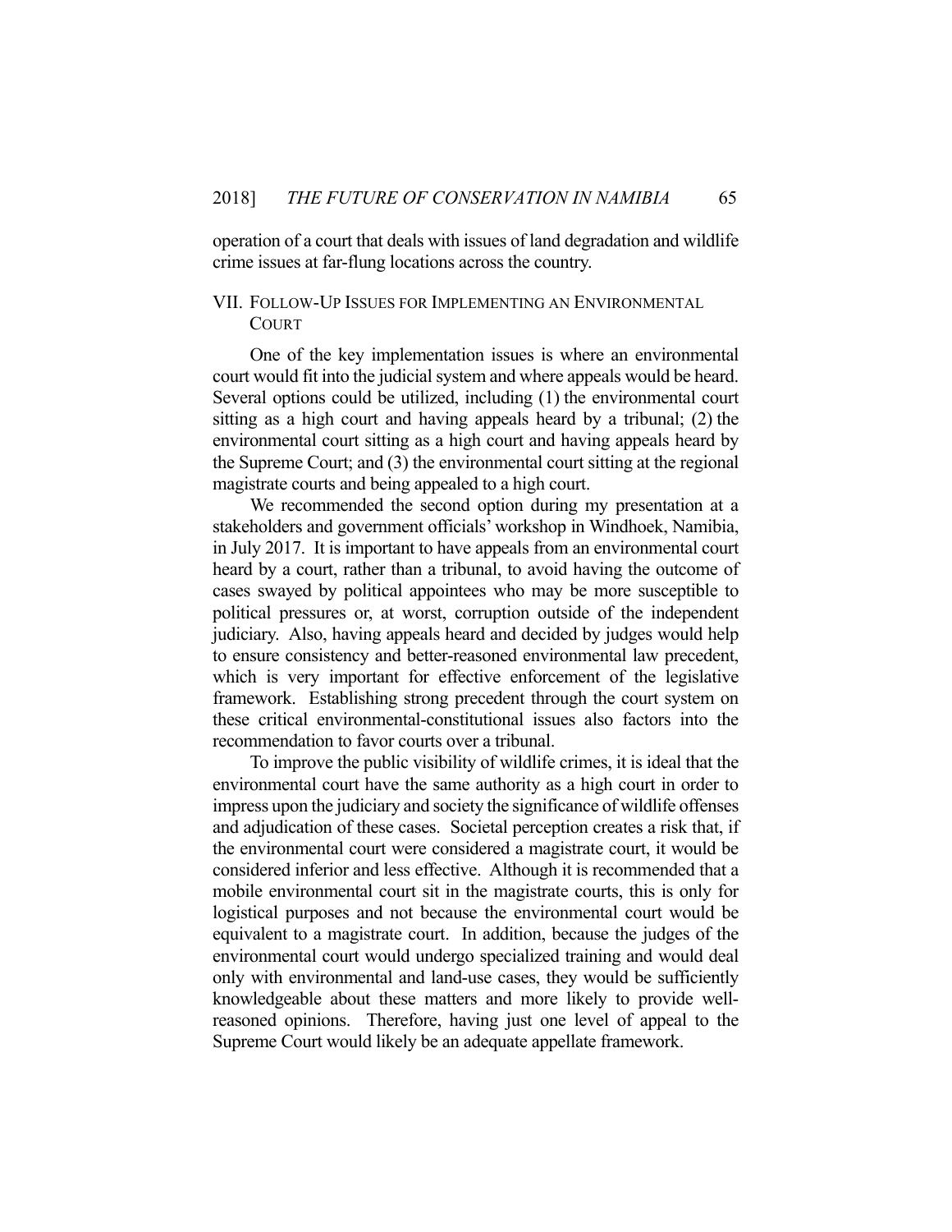operation of a court that deals with issues of land degradation and wildlife crime issues at far-flung locations across the country.

## VII. Follow-Up Issues for Implementing an Environmental Court

One of the key implementation issues is where an environmental court would fit into the judicial system and where appeals would be heard. Several options could be utilized, including (1) the environmental court sitting as a high court and having appeals heard by a tribunal; (2) the environmental court sitting as a high court and having appeals heard by the Supreme Court; and (3) the environmental court sitting at the regional magistrate courts and being appealed to a high court.

We recommended the second option during my presentation at a stakeholders and government officials' workshop in Windhoek, Namibia, in July 2017. It is important to have appeals from an environmental court heard by a court, rather than a tribunal, to avoid having the outcome of cases swayed by political appointees who may be more susceptible to political pressures or, at worst, corruption outside of the independent judiciary. Also, having appeals heard and decided by judges would help to ensure consistency and better-reasoned environmental law precedent, which is very important for effective enforcement of the legislative framework. Establishing strong precedent through the court system on these critical environmental-constitutional issues also factors into the recommendation to favor courts over a tribunal.

To improve the public visibility of wildlife crimes, it is ideal that the environmental court have the same authority as a high court in order to impress upon the judiciary and society the significance of wildlife offenses and adjudication of these cases. Societal perception creates a risk that, if the environmental court were considered a magistrate court, it would be considered inferior and less effective. Although it is recommended that a mobile environmental court sit in the magistrate courts, this is only for logistical purposes and not because the environmental court would be equivalent to a magistrate court. In addition, because the judges of the environmental court would undergo specialized training and would deal only with environmental and land-use cases, they would be sufficiently knowledgeable about these matters and more likely to provide well-reasoned opinions. Therefore, having just one level of appeal to the Supreme Court would likely be an adequate appellate framework.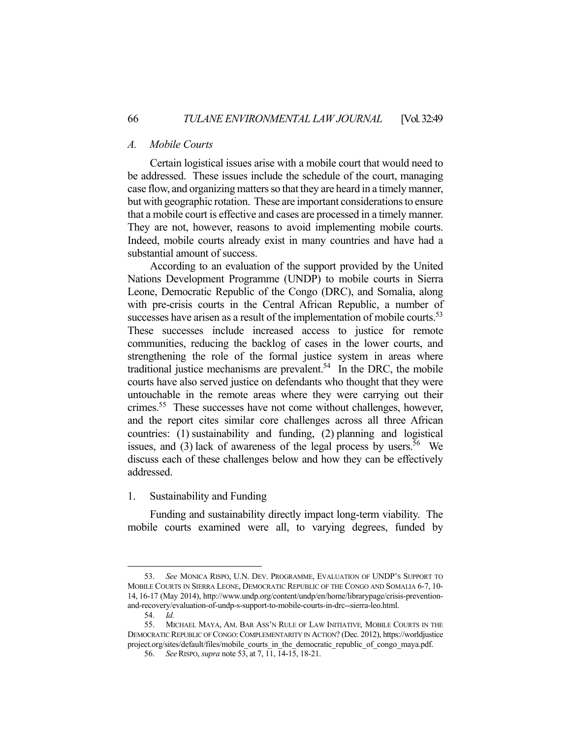### *A. Mobile Courts*

Certain logistical issues arise with a mobile court that would need to be addressed. These issues include the schedule of the court, managing case flow, and organizing matters so that they are heard in a timely manner, but with geographic rotation. These are important considerations to ensure that a mobile court is effective and cases are processed in a timely manner. They are not, however, reasons to avoid implementing mobile courts. Indeed, mobile courts already exist in many countries and have had a substantial amount of success.

According to an evaluation of the support provided by the United Nations Development Programme (UNDP) to mobile courts in Sierra Leone, Democratic Republic of the Congo (DRC), and Somalia, along with pre-crisis courts in the Central African Republic, a number of successes have arisen as a result of the implementation of mobile courts.[53] These successes include increased access to justice for remote communities, reducing the backlog of cases in the lower courts, and strengthening the role of the formal justice system in areas where traditional justice mechanisms are prevalent.[54] In the DRC, the mobile courts have also served justice on defendants who thought that they were untouchable in the remote areas where they were carrying out their crimes.[55] These successes have not come without challenges, however, and the report cites similar core challenges across all three African countries: (1) sustainability and funding, (2) planning and logistical issues, and (3) lack of awareness of the legal process by users.[56] We discuss each of these challenges below and how they can be effectively addressed.

#### 1. Sustainability and Funding

Funding and sustainability directly impact long-term viability. The mobile courts examined were all, to varying degrees, funded by

---

53. *See* MONICA RISPO, U.N. DEV. PROGRAMME, EVALUATION OF UNDP'S SUPPORT TO MOBILE COURTS IN SIERRA LEONE, DEMOCRATIC REPUBLIC OF THE CONGO AND SOMALIA 6-7, 10-14, 16-17 (May 2014), http://www.undp.org/content/undp/en/home/librarypage/crisis-prevention-and-recovery/evaluation-of-undp-s-support-to-mobile-courts-in-drc--sierra-leo.html.

54. *Id.*

55. MICHAEL MAYA, AM. BAR ASS'N RULE OF LAW INITIATIVE, MOBILE COURTS IN THE DEMOCRATIC REPUBLIC OF CONGO: COMPLEMENTARITY IN ACTION? (Dec. 2012), https://worldjusticeproject.org/sites/default/files/mobile_courts_in_the_democratic_republic_of_congo_maya.pdf.

56. *See* RISPO, *supra* note 53, at 7, 11, 14-15, 18-21.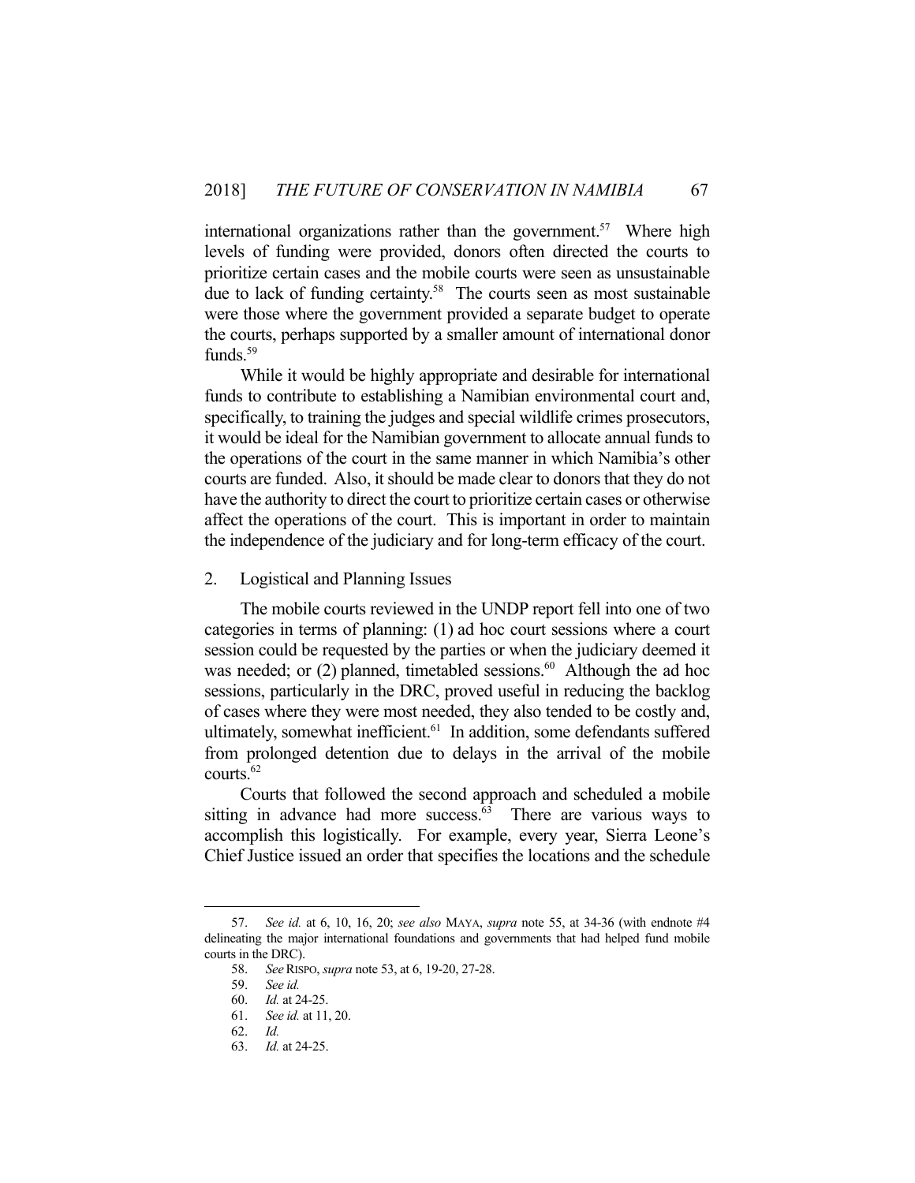international organizations rather than the government.[57] Where high levels of funding were provided, donors often directed the courts to prioritize certain cases and the mobile courts were seen as unsustainable due to lack of funding certainty.[58] The courts seen as most sustainable were those where the government provided a separate budget to operate the courts, perhaps supported by a smaller amount of international donor funds.[59]

While it would be highly appropriate and desirable for international funds to contribute to establishing a Namibian environmental court and, specifically, to training the judges and special wildlife crimes prosecutors, it would be ideal for the Namibian government to allocate annual funds to the operations of the court in the same manner in which Namibia's other courts are funded. Also, it should be made clear to donors that they do not have the authority to direct the court to prioritize certain cases or otherwise affect the operations of the court. This is important in order to maintain the independence of the judiciary and for long-term efficacy of the court.

### 2. Logistical and Planning Issues

The mobile courts reviewed in the UNDP report fell into one of two categories in terms of planning: (1) ad hoc court sessions where a court session could be requested by the parties or when the judiciary deemed it was needed; or (2) planned, timetabled sessions.[60] Although the ad hoc sessions, particularly in the DRC, proved useful in reducing the backlog of cases where they were most needed, they also tended to be costly and, ultimately, somewhat inefficient.[61] In addition, some defendants suffered from prolonged detention due to delays in the arrival of the mobile courts.[62]

Courts that followed the second approach and scheduled a mobile sitting in advance had more success.[63] There are various ways to accomplish this logistically. For example, every year, Sierra Leone's Chief Justice issued an order that specifies the locations and the schedule

---

57. *See id.* at 6, 10, 16, 20; *see also* MAYA, *supra* note 55, at 34-36 (with endnote #4 delineating the major international foundations and governments that had helped fund mobile courts in the DRC).

58. *See* RISPO, *supra* note 53, at 6, 19-20, 27-28.

59. *See id.*

60. *Id.* at 24-25.

61. *See id.* at 11, 20.

62. *Id.*

63. *Id.* at 24-25.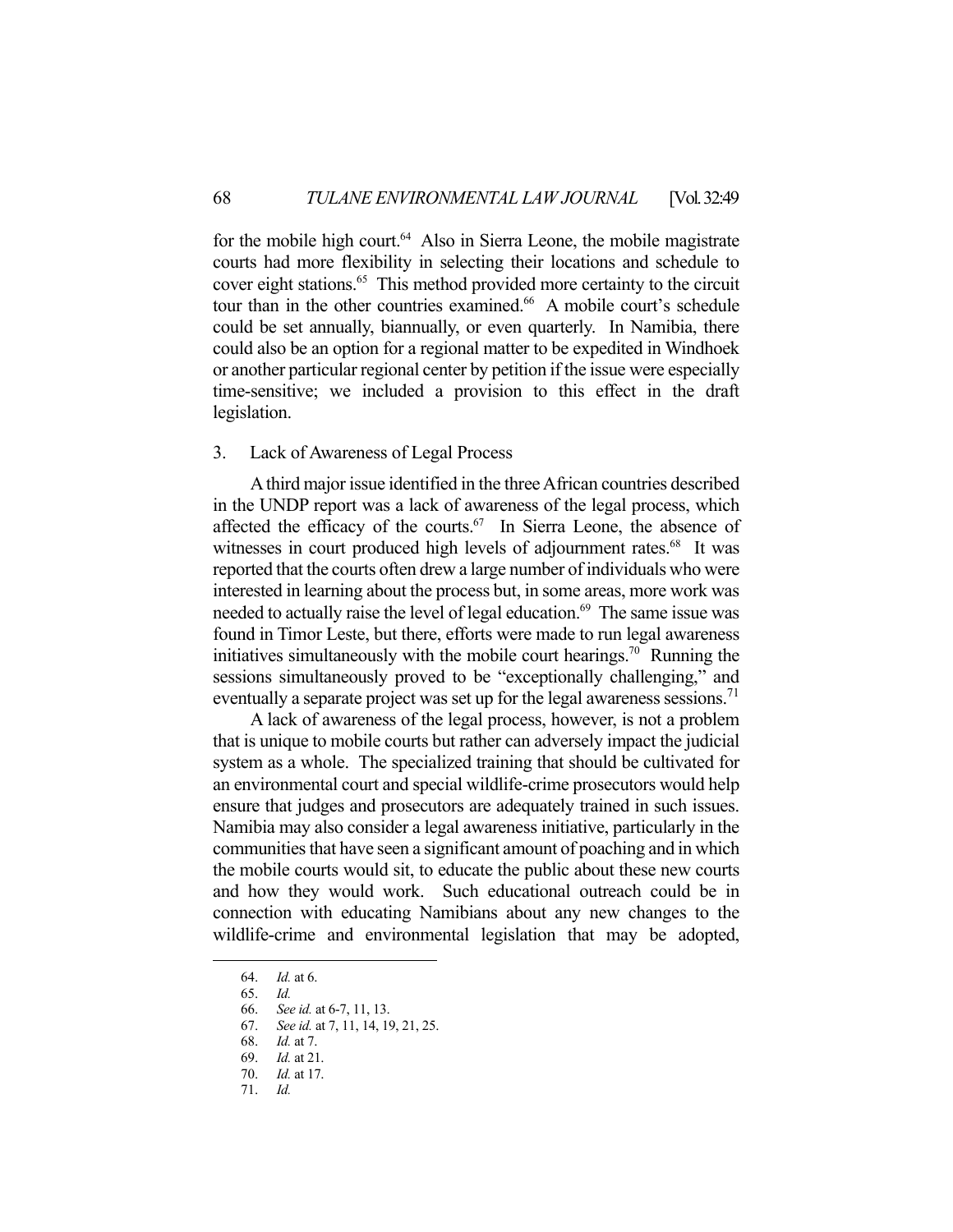for the mobile high court.[64] Also in Sierra Leone, the mobile magistrate courts had more flexibility in selecting their locations and schedule to cover eight stations.[65] This method provided more certainty to the circuit tour than in the other countries examined.[66] A mobile court's schedule could be set annually, biannually, or even quarterly. In Namibia, there could also be an option for a regional matter to be expedited in Windhoek or another particular regional center by petition if the issue were especially time-sensitive; we included a provision to this effect in the draft legislation.

### 3. Lack of Awareness of Legal Process

A third major issue identified in the three African countries described in the UNDP report was a lack of awareness of the legal process, which affected the efficacy of the courts.[67] In Sierra Leone, the absence of witnesses in court produced high levels of adjournment rates.[68] It was reported that the courts often drew a large number of individuals who were interested in learning about the process but, in some areas, more work was needed to actually raise the level of legal education.[69] The same issue was found in Timor Leste, but there, efforts were made to run legal awareness initiatives simultaneously with the mobile court hearings.[70] Running the sessions simultaneously proved to be "exceptionally challenging," and eventually a separate project was set up for the legal awareness sessions.[71]

A lack of awareness of the legal process, however, is not a problem that is unique to mobile courts but rather can adversely impact the judicial system as a whole. The specialized training that should be cultivated for an environmental court and special wildlife-crime prosecutors would help ensure that judges and prosecutors are adequately trained in such issues. Namibia may also consider a legal awareness initiative, particularly in the communities that have seen a significant amount of poaching and in which the mobile courts would sit, to educate the public about these new courts and how they would work. Such educational outreach could be in connection with educating Namibians about any new changes to the wildlife-crime and environmental legislation that may be adopted,

---

64. *Id.* at 6.

65. *Id.*

66. *See id.* at 6-7, 11, 13.

67. *See id.* at 7, 11, 14, 19, 21, 25.

68. *Id.* at 7.

69. *Id.* at 21.

70. *Id.* at 17.

71. *Id.*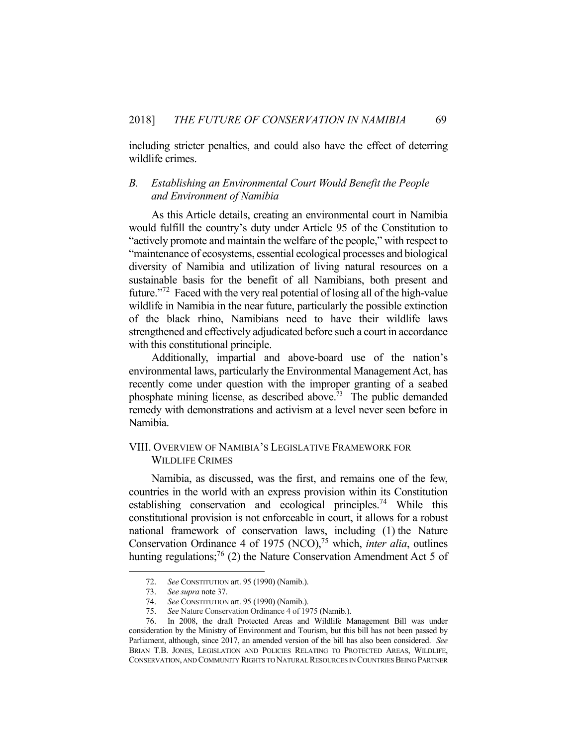including stricter penalties, and could also have the effect of deterring wildlife crimes.

### *B. Establishing an Environmental Court Would Benefit the People and Environment of Namibia*

As this Article details, creating an environmental court in Namibia would fulfill the country's duty under Article 95 of the Constitution to "actively promote and maintain the welfare of the people," with respect to "maintenance of ecosystems, essential ecological processes and biological diversity of Namibia and utilization of living natural resources on a sustainable basis for the benefit of all Namibians, both present and future."[72] Faced with the very real potential of losing all of the high-value wildlife in Namibia in the near future, particularly the possible extinction of the black rhino, Namibians need to have their wildlife laws strengthened and effectively adjudicated before such a court in accordance with this constitutional principle.

Additionally, impartial and above-board use of the nation's environmental laws, particularly the Environmental Management Act, has recently come under question with the improper granting of a seabed phosphate mining license, as described above.[73] The public demanded remedy with demonstrations and activism at a level never seen before in Namibia.

## VIII. Overview of Namibia's Legislative Framework for Wildlife Crimes

Namibia, as discussed, was the first, and remains one of the few, countries in the world with an express provision within its Constitution establishing conservation and ecological principles.[74] While this constitutional provision is not enforceable in court, it allows for a robust national framework of conservation laws, including (1) the Nature Conservation Ordinance 4 of 1975 (NCO),[75] which, *inter alia*, outlines hunting regulations;[76] (2) the Nature Conservation Amendment Act 5 of

---

72. *See* Constitution art. 95 (1990) (Namib.).

73. *See supra* note 37.

74. *See* Constitution art. 95 (1990) (Namib.).

75. *See* Nature Conservation Ordinance 4 of 1975 (Namib.).

76. In 2008, the draft Protected Areas and Wildlife Management Bill was under consideration by the Ministry of Environment and Tourism, but this bill has not been passed by Parliament, although, since 2017, an amended version of the bill has also been considered. *See* Brian T.B. Jones, Legislation and Policies Relating to Protected Areas, Wildlife, Conservation, and Community Rights to Natural Resources in Countries Being Partner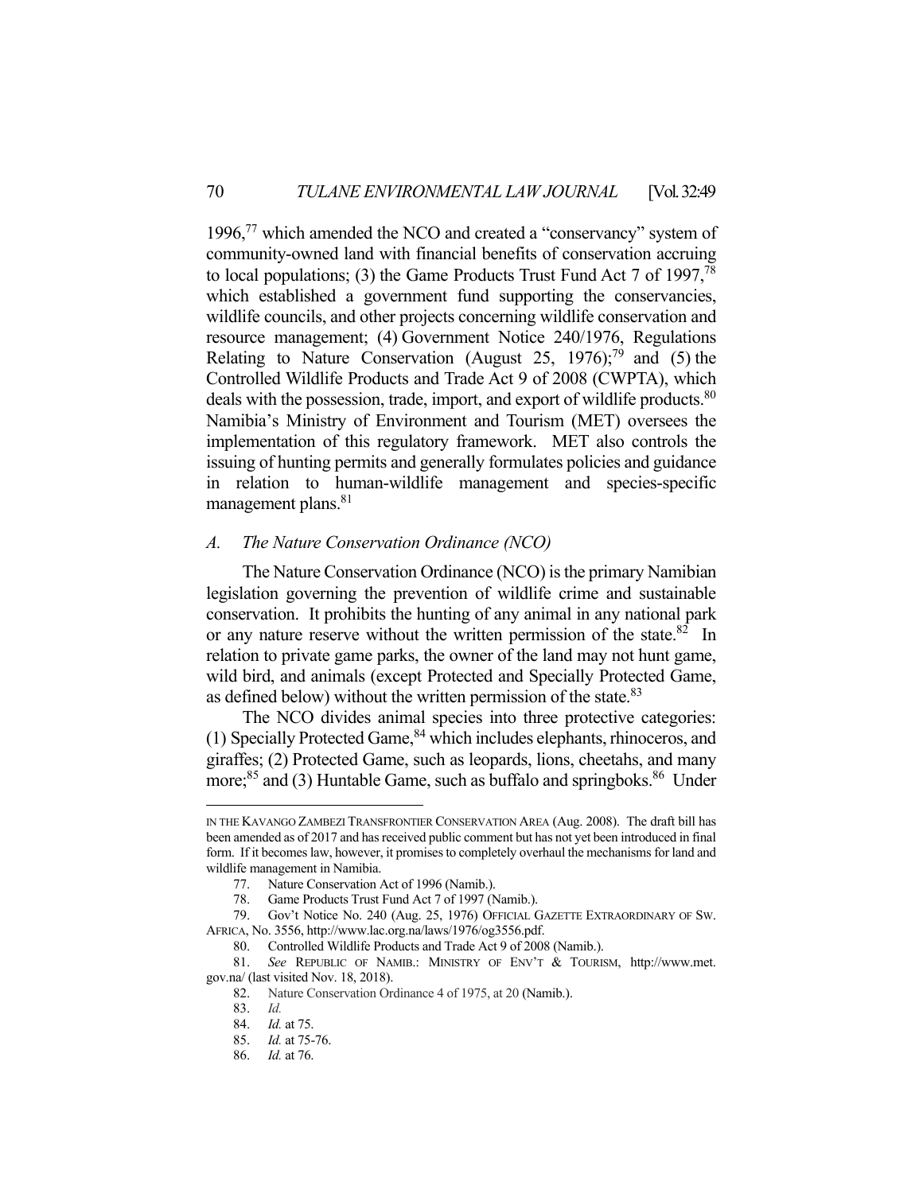1996,[77] which amended the NCO and created a "conservancy" system of community-owned land with financial benefits of conservation accruing to local populations; (3) the Game Products Trust Fund Act 7 of 1997,[78] which established a government fund supporting the conservancies, wildlife councils, and other projects concerning wildlife conservation and resource management; (4) Government Notice 240/1976, Regulations Relating to Nature Conservation (August 25, 1976);[79] and (5) the Controlled Wildlife Products and Trade Act 9 of 2008 (CWPTA), which deals with the possession, trade, import, and export of wildlife products.[80] Namibia's Ministry of Environment and Tourism (MET) oversees the implementation of this regulatory framework. MET also controls the issuing of hunting permits and generally formulates policies and guidance in relation to human-wildlife management and species-specific management plans.[81]

### *A. The Nature Conservation Ordinance (NCO)*

The Nature Conservation Ordinance (NCO) is the primary Namibian legislation governing the prevention of wildlife crime and sustainable conservation. It prohibits the hunting of any animal in any national park or any nature reserve without the written permission of the state.[82] In relation to private game parks, the owner of the land may not hunt game, wild bird, and animals (except Protected and Specially Protected Game, as defined below) without the written permission of the state.[83]

The NCO divides animal species into three protective categories: (1) Specially Protected Game,[84] which includes elephants, rhinoceros, and giraffes; (2) Protected Game, such as leopards, lions, cheetahs, and many more;[85] and (3) Huntable Game, such as buffalo and springboks.[86] Under

---

IN THE KAVANGO ZAMBEZI TRANSFRONTIER CONSERVATION AREA (Aug. 2008). The draft bill has been amended as of 2017 and has received public comment but has not yet been introduced in final form. If it becomes law, however, it promises to completely overhaul the mechanisms for land and wildlife management in Namibia.

77. Nature Conservation Act of 1996 (Namib.).

78. Game Products Trust Fund Act 7 of 1997 (Namib.).

79. Gov't Notice No. 240 (Aug. 25, 1976) OFFICIAL GAZETTE EXTRAORDINARY OF SW. AFRICA, No. 3556, http://www.lac.org.na/laws/1976/og3556.pdf.

80. Controlled Wildlife Products and Trade Act 9 of 2008 (Namib.).

81. *See* REPUBLIC OF NAMIB.: MINISTRY OF ENV'T & TOURISM, http://www.met.gov.na/ (last visited Nov. 18, 2018).

82. Nature Conservation Ordinance 4 of 1975, at 20 (Namib.).

83. *Id.*

84. *Id.* at 75.

85. *Id.* at 75-76.

86. *Id.* at 76.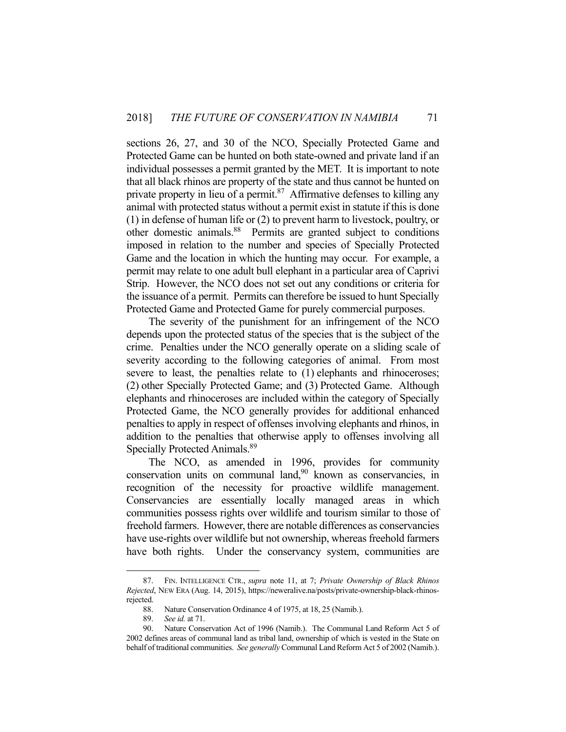sections 26, 27, and 30 of the NCO, Specially Protected Game and Protected Game can be hunted on both state-owned and private land if an individual possesses a permit granted by the MET. It is important to note that all black rhinos are property of the state and thus cannot be hunted on private property in lieu of a permit.[87] Affirmative defenses to killing any animal with protected status without a permit exist in statute if this is done (1) in defense of human life or (2) to prevent harm to livestock, poultry, or other domestic animals.[88] Permits are granted subject to conditions imposed in relation to the number and species of Specially Protected Game and the location in which the hunting may occur. For example, a permit may relate to one adult bull elephant in a particular area of Caprivi Strip. However, the NCO does not set out any conditions or criteria for the issuance of a permit. Permits can therefore be issued to hunt Specially Protected Game and Protected Game for purely commercial purposes.

The severity of the punishment for an infringement of the NCO depends upon the protected status of the species that is the subject of the crime. Penalties under the NCO generally operate on a sliding scale of severity according to the following categories of animal. From most severe to least, the penalties relate to (1) elephants and rhinoceroses; (2) other Specially Protected Game; and (3) Protected Game. Although elephants and rhinoceroses are included within the category of Specially Protected Game, the NCO generally provides for additional enhanced penalties to apply in respect of offenses involving elephants and rhinos, in addition to the penalties that otherwise apply to offenses involving all Specially Protected Animals.[89]

The NCO, as amended in 1996, provides for community conservation units on communal land,[90] known as conservancies, in recognition of the necessity for proactive wildlife management. Conservancies are essentially locally managed areas in which communities possess rights over wildlife and tourism similar to those of freehold farmers. However, there are notable differences as conservancies have use-rights over wildlife but not ownership, whereas freehold farmers have both rights. Under the conservancy system, communities are

---

87. FIN. INTELLIGENCE CTR., *supra* note 11, at 7; *Private Ownership of Black Rhinos Rejected*, NEW ERA (Aug. 14, 2015), https://neweralive.na/posts/private-ownership-black-rhinos-rejected.

88. Nature Conservation Ordinance 4 of 1975, at 18, 25 (Namib.).

89. *See id.* at 71.

90. Nature Conservation Act of 1996 (Namib.). The Communal Land Reform Act 5 of 2002 defines areas of communal land as tribal land, ownership of which is vested in the State on behalf of traditional communities. *See generally* Communal Land Reform Act 5 of 2002 (Namib.).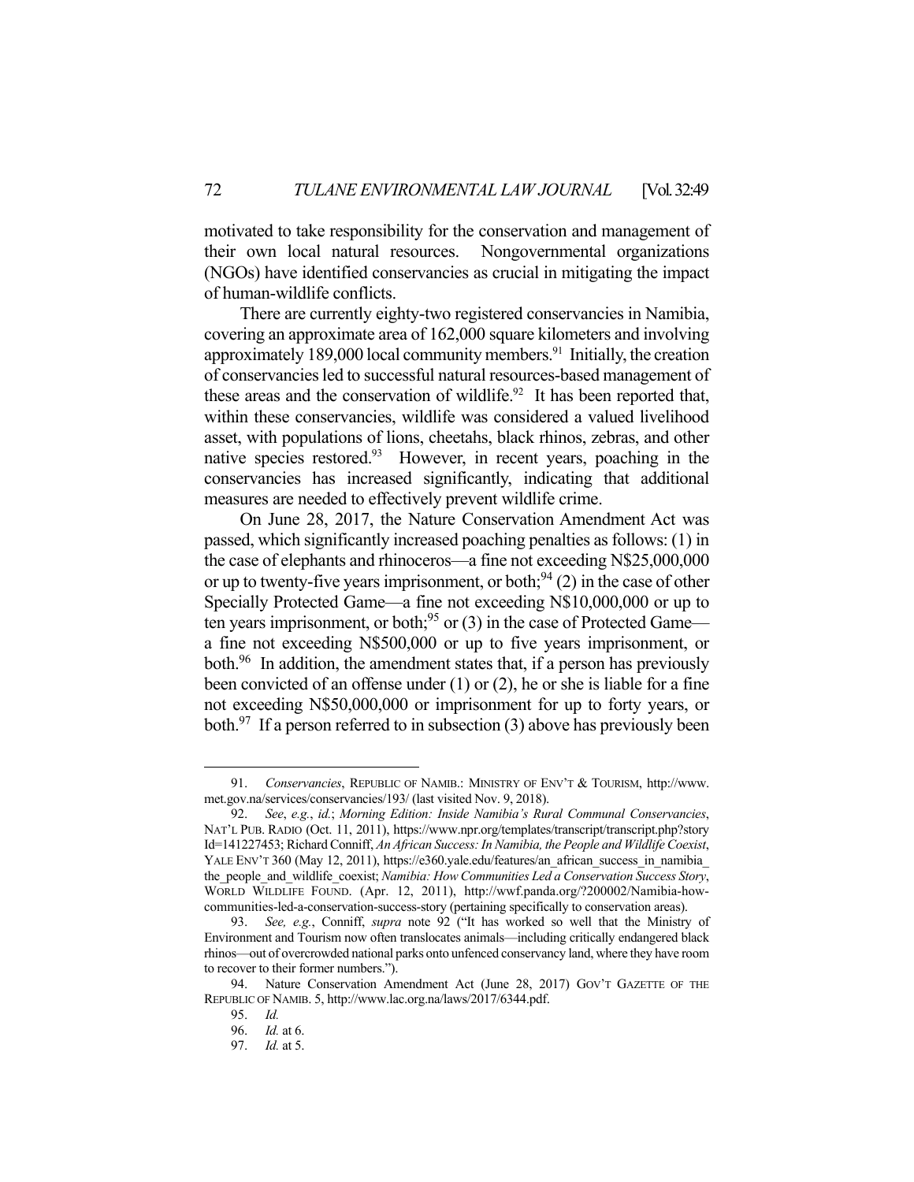motivated to take responsibility for the conservation and management of their own local natural resources. Nongovernmental organizations (NGOs) have identified conservancies as crucial in mitigating the impact of human-wildlife conflicts.

There are currently eighty-two registered conservancies in Namibia, covering an approximate area of 162,000 square kilometers and involving approximately 189,000 local community members.[91] Initially, the creation of conservancies led to successful natural resources-based management of these areas and the conservation of wildlife.[92] It has been reported that, within these conservancies, wildlife was considered a valued livelihood asset, with populations of lions, cheetahs, black rhinos, zebras, and other native species restored.[93] However, in recent years, poaching in the conservancies has increased significantly, indicating that additional measures are needed to effectively prevent wildlife crime.

On June 28, 2017, the Nature Conservation Amendment Act was passed, which significantly increased poaching penalties as follows: (1) in the case of elephants and rhinoceros—a fine not exceeding N$25,000,000 or up to twenty-five years imprisonment, or both;[94] (2) in the case of other Specially Protected Game—a fine not exceeding N$10,000,000 or up to ten years imprisonment, or both;[95] or (3) in the case of Protected Game—a fine not exceeding N$500,000 or up to five years imprisonment, or both.[96] In addition, the amendment states that, if a person has previously been convicted of an offense under (1) or (2), he or she is liable for a fine not exceeding N$50,000,000 or imprisonment for up to forty years, or both.[97] If a person referred to in subsection (3) above has previously been

---

91. *Conservancies*, REPUBLIC OF NAMIB.: MINISTRY OF ENV'T & TOURISM, http://www.met.gov.na/services/conservancies/193/ (last visited Nov. 9, 2018).

92. *See*, *e.g.*, *id.*; *Morning Edition: Inside Namibia's Rural Communal Conservancies*, NAT'L PUB. RADIO (Oct. 11, 2011), https://www.npr.org/templates/transcript/transcript.php?storyId=141227453; Richard Conniff, *An African Success: In Namibia, the People and Wildlife Coexist*, YALE ENV'T 360 (May 12, 2011), https://e360.yale.edu/features/an_african_success_in_namibia_the_people_and_wildlife_coexist; *Namibia: How Communities Led a Conservation Success Story*, WORLD WILDLIFE FOUND. (Apr. 12, 2011), http://wwf.panda.org/?200002/Namibia-how-communities-led-a-conservation-success-story (pertaining specifically to conservation areas).

93. *See, e.g.*, Conniff, *supra* note 92 ("It has worked so well that the Ministry of Environment and Tourism now often translocates animals—including critically endangered black rhinos—out of overcrowded national parks onto unfenced conservancy land, where they have room to recover to their former numbers.").

94. Nature Conservation Amendment Act (June 28, 2017) GOV'T GAZETTE OF THE REPUBLIC OF NAMIB. 5, http://www.lac.org.na/laws/2017/6344.pdf.

95. *Id.*

96. *Id.* at 6.

97. *Id.* at 5.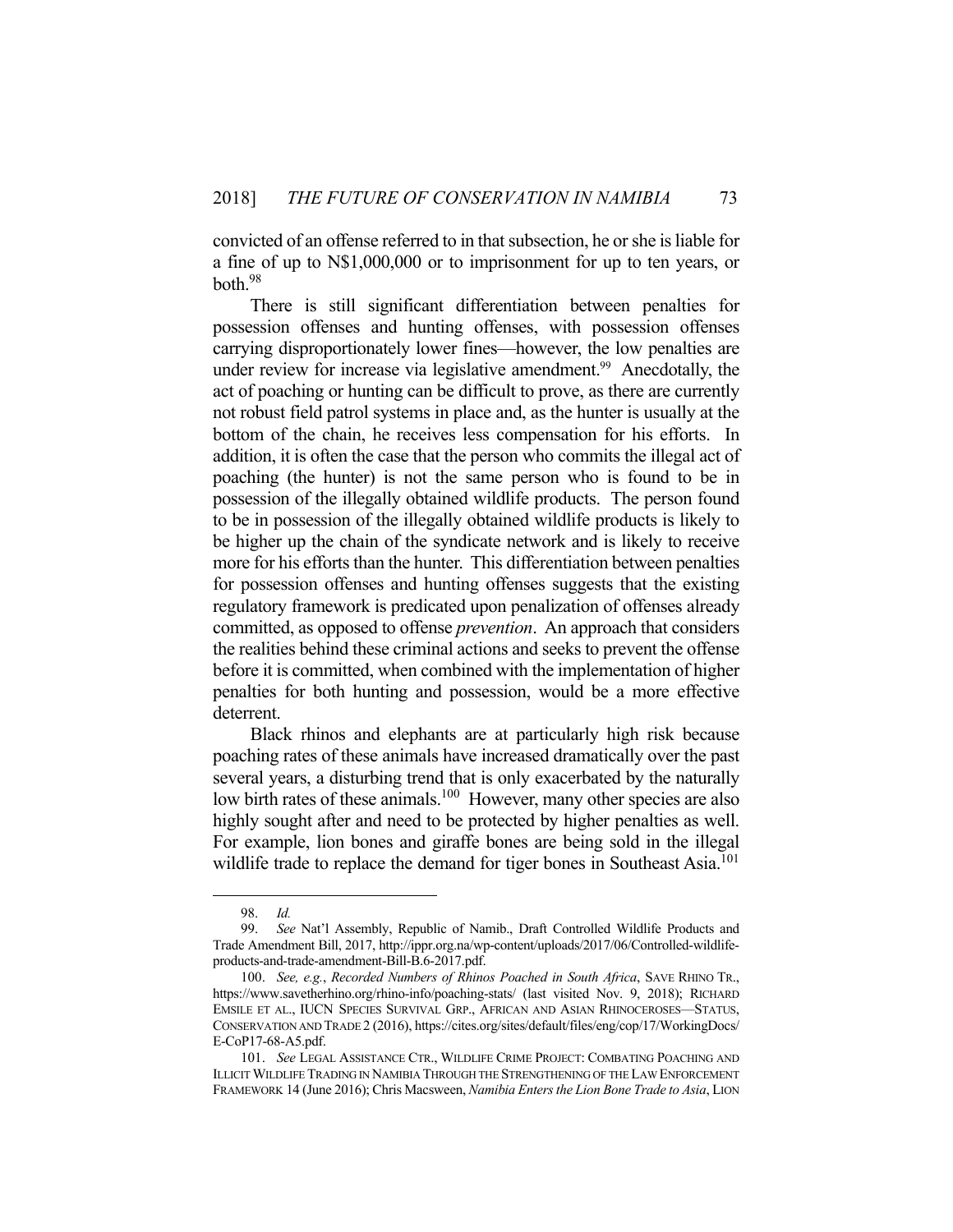convicted of an offense referred to in that subsection, he or she is liable for a fine of up to N$1,000,000 or to imprisonment for up to ten years, or both.[98]

There is still significant differentiation between penalties for possession offenses and hunting offenses, with possession offenses carrying disproportionately lower fines—however, the low penalties are under review for increase via legislative amendment.[99] Anecdotally, the act of poaching or hunting can be difficult to prove, as there are currently not robust field patrol systems in place and, as the hunter is usually at the bottom of the chain, he receives less compensation for his efforts. In addition, it is often the case that the person who commits the illegal act of poaching (the hunter) is not the same person who is found to be in possession of the illegally obtained wildlife products. The person found to be in possession of the illegally obtained wildlife products is likely to be higher up the chain of the syndicate network and is likely to receive more for his efforts than the hunter. This differentiation between penalties for possession offenses and hunting offenses suggests that the existing regulatory framework is predicated upon penalization of offenses already committed, as opposed to offense *prevention*. An approach that considers the realities behind these criminal actions and seeks to prevent the offense before it is committed, when combined with the implementation of higher penalties for both hunting and possession, would be a more effective deterrent.

Black rhinos and elephants are at particularly high risk because poaching rates of these animals have increased dramatically over the past several years, a disturbing trend that is only exacerbated by the naturally low birth rates of these animals.[100] However, many other species are also highly sought after and need to be protected by higher penalties as well. For example, lion bones and giraffe bones are being sold in the illegal wildlife trade to replace the demand for tiger bones in Southeast Asia.[101]

---

98. *Id.*

99. *See* Nat'l Assembly, Republic of Namib., Draft Controlled Wildlife Products and Trade Amendment Bill, 2017, http://ippr.org.na/wp-content/uploads/2017/06/Controlled-wildlife-products-and-trade-amendment-Bill-B.6-2017.pdf.

100. *See, e.g.*, *Recorded Numbers of Rhinos Poached in South Africa*, SAVE RHINO TR., https://www.savetherhino.org/rhino-info/poaching-stats/ (last visited Nov. 9, 2018); RICHARD EMSILE ET AL., IUCN SPECIES SURVIVAL GRP., AFRICAN AND ASIAN RHINOCEROSES—STATUS, CONSERVATION AND TRADE 2 (2016), https://cites.org/sites/default/files/eng/cop/17/WorkingDocs/E-CoP17-68-A5.pdf.

101. *See* LEGAL ASSISTANCE CTR., WILDLIFE CRIME PROJECT: COMBATING POACHING AND ILLICIT WILDLIFE TRADING IN NAMIBIA THROUGH THE STRENGTHENING OF THE LAW ENFORCEMENT FRAMEWORK 14 (June 2016); Chris Macsween, *Namibia Enters the Lion Bone Trade to Asia*, LION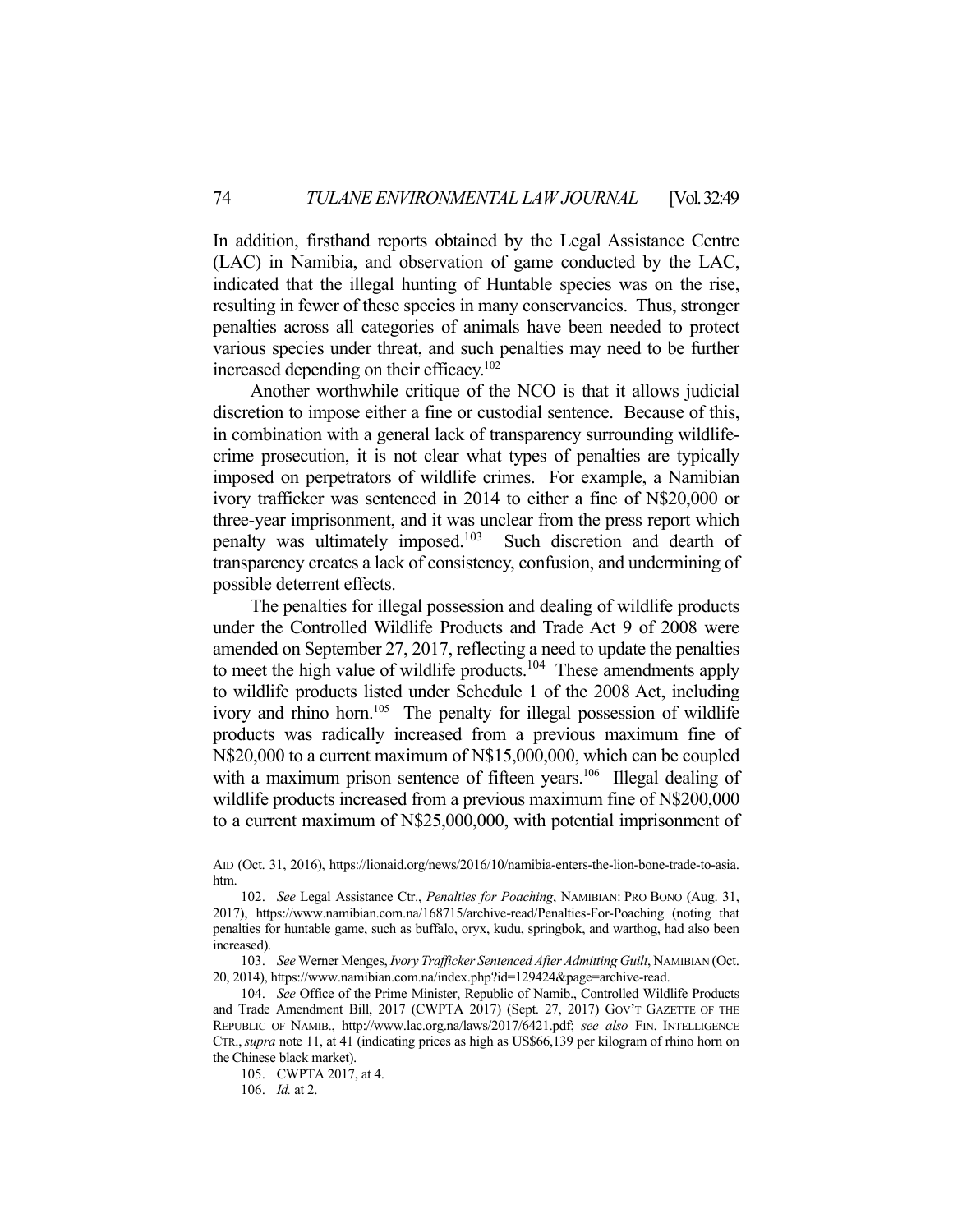In addition, firsthand reports obtained by the Legal Assistance Centre (LAC) in Namibia, and observation of game conducted by the LAC, indicated that the illegal hunting of Huntable species was on the rise, resulting in fewer of these species in many conservancies. Thus, stronger penalties across all categories of animals have been needed to protect various species under threat, and such penalties may need to be further increased depending on their efficacy.[102]

Another worthwhile critique of the NCO is that it allows judicial discretion to impose either a fine or custodial sentence. Because of this, in combination with a general lack of transparency surrounding wildlife-crime prosecution, it is not clear what types of penalties are typically imposed on perpetrators of wildlife crimes. For example, a Namibian ivory trafficker was sentenced in 2014 to either a fine of N$20,000 or three-year imprisonment, and it was unclear from the press report which penalty was ultimately imposed.[103] Such discretion and dearth of transparency creates a lack of consistency, confusion, and undermining of possible deterrent effects.

The penalties for illegal possession and dealing of wildlife products under the Controlled Wildlife Products and Trade Act 9 of 2008 were amended on September 27, 2017, reflecting a need to update the penalties to meet the high value of wildlife products.[104] These amendments apply to wildlife products listed under Schedule 1 of the 2008 Act, including ivory and rhino horn.[105] The penalty for illegal possession of wildlife products was radically increased from a previous maximum fine of N$20,000 to a current maximum of N$15,000,000, which can be coupled with a maximum prison sentence of fifteen years.[106] Illegal dealing of wildlife products increased from a previous maximum fine of N$200,000 to a current maximum of N$25,000,000, with potential imprisonment of

---

AID (Oct. 31, 2016), https://lionaid.org/news/2016/10/namibia-enters-the-lion-bone-trade-to-asia.htm.

102. *See* Legal Assistance Ctr., *Penalties for Poaching*, NAMIBIAN: PRO BONO (Aug. 31, 2017), https://www.namibian.com.na/168715/archive-read/Penalties-For-Poaching (noting that penalties for huntable game, such as buffalo, oryx, kudu, springbok, and warthog, had also been increased).

103. *See* Werner Menges, *Ivory Trafficker Sentenced After Admitting Guilt*, NAMIBIAN (Oct. 20, 2014), https://www.namibian.com.na/index.php?id=129424&page=archive-read.

104. *See* Office of the Prime Minister, Republic of Namib., Controlled Wildlife Products and Trade Amendment Bill, 2017 (CWPTA 2017) (Sept. 27, 2017) GOV'T GAZETTE OF THE REPUBLIC OF NAMIB., http://www.lac.org.na/laws/2017/6421.pdf; *see also* FIN. INTELLIGENCE CTR., *supra* note 11, at 41 (indicating prices as high as US$66,139 per kilogram of rhino horn on the Chinese black market).

105. CWPTA 2017, at 4.

106. *Id.* at 2.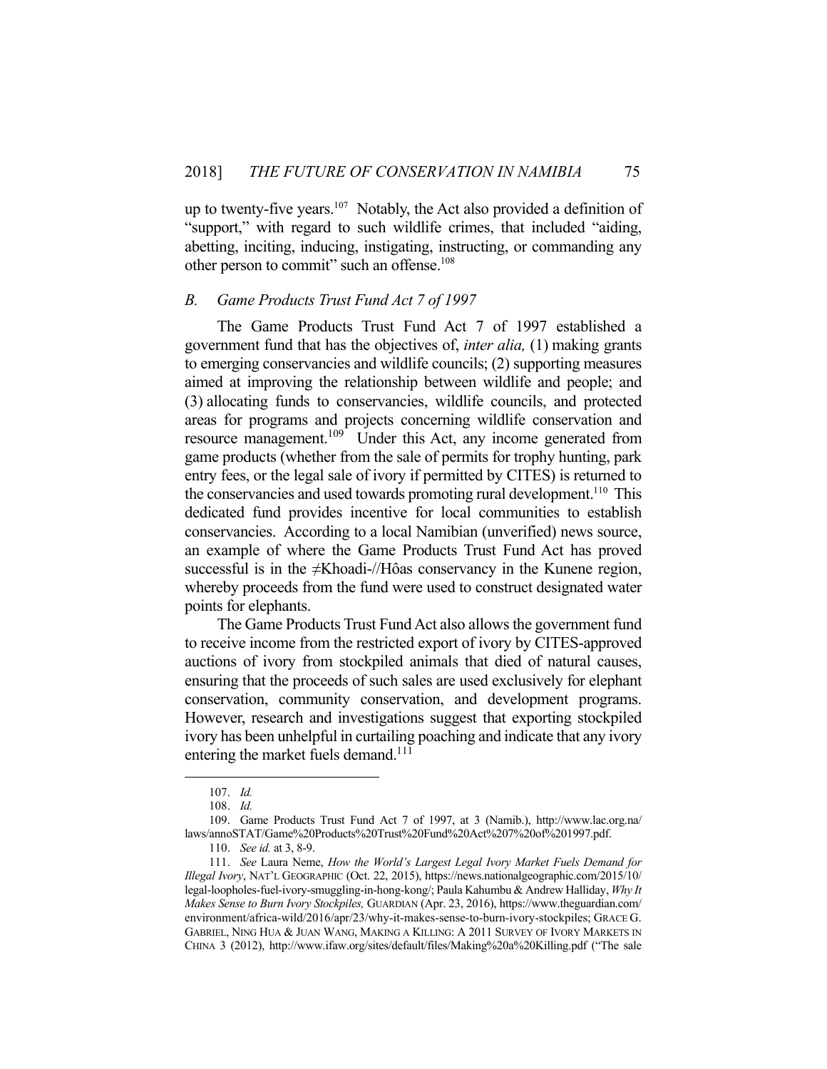up to twenty-five years.[107] Notably, the Act also provided a definition of "support," with regard to such wildlife crimes, that included "aiding, abetting, inciting, inducing, instigating, instructing, or commanding any other person to commit" such an offense.[108]

### *B. Game Products Trust Fund Act 7 of 1997*

The Game Products Trust Fund Act 7 of 1997 established a government fund that has the objectives of, *inter alia,* (1) making grants to emerging conservancies and wildlife councils; (2) supporting measures aimed at improving the relationship between wildlife and people; and (3) allocating funds to conservancies, wildlife councils, and protected areas for programs and projects concerning wildlife conservation and resource management.[109] Under this Act, any income generated from game products (whether from the sale of permits for trophy hunting, park entry fees, or the legal sale of ivory if permitted by CITES) is returned to the conservancies and used towards promoting rural development.[110] This dedicated fund provides incentive for local communities to establish conservancies. According to a local Namibian (unverified) news source, an example of where the Game Products Trust Fund Act has proved successful is in the ≠Khoadi-//Hôas conservancy in the Kunene region, whereby proceeds from the fund were used to construct designated water points for elephants.

The Game Products Trust Fund Act also allows the government fund to receive income from the restricted export of ivory by CITES-approved auctions of ivory from stockpiled animals that died of natural causes, ensuring that the proceeds of such sales are used exclusively for elephant conservation, community conservation, and development programs. However, research and investigations suggest that exporting stockpiled ivory has been unhelpful in curtailing poaching and indicate that any ivory entering the market fuels demand.[111]

---

107. *Id.*

108. *Id.*

109. Game Products Trust Fund Act 7 of 1997, at 3 (Namib.), http://www.lac.org.na/laws/annoSTAT/Game%20Products%20Trust%20Fund%20Act%207%20of%201997.pdf.

110. *See id.* at 3, 8-9.

111. *See* Laura Neme, *How the World's Largest Legal Ivory Market Fuels Demand for Illegal Ivory*, NAT'L GEOGRAPHIC (Oct. 22, 2015), https://news.nationalgeographic.com/2015/10/legal-loopholes-fuel-ivory-smuggling-in-hong-kong/; Paula Kahumbu & Andrew Halliday, *Why It Makes Sense to Burn Ivory Stockpiles,* GUARDIAN (Apr. 23, 2016), https://www.theguardian.com/environment/africa-wild/2016/apr/23/why-it-makes-sense-to-burn-ivory-stockpiles; GRACE G. GABRIEL, NING HUA & JUAN WANG, MAKING A KILLING: A 2011 SURVEY OF IVORY MARKETS IN CHINA 3 (2012), http://www.ifaw.org/sites/default/files/Making%20a%20Killing.pdf ("The sale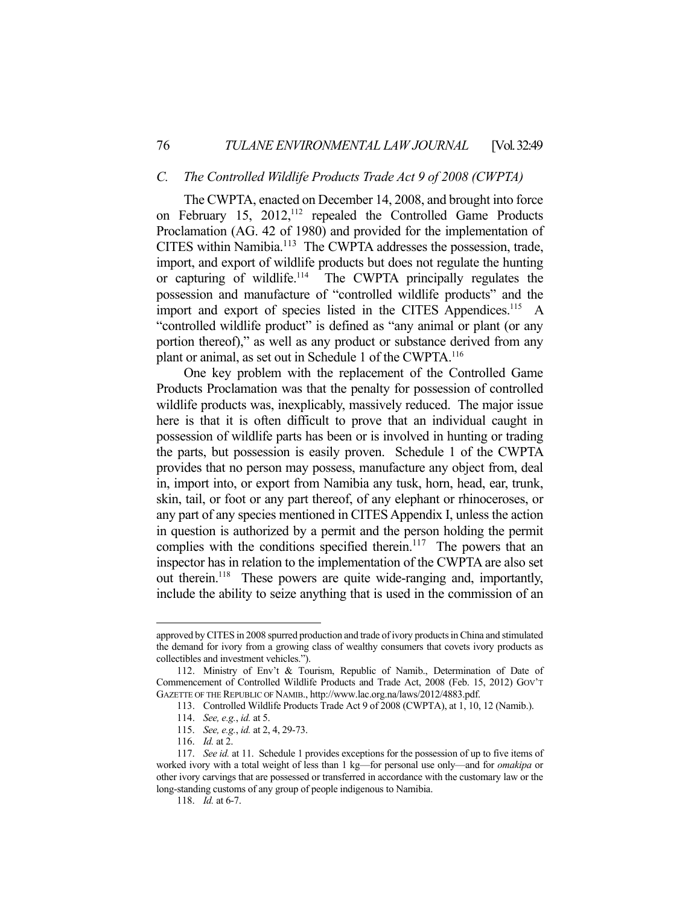### *C. The Controlled Wildlife Products Trade Act 9 of 2008 (CWPTA)*

The CWPTA, enacted on December 14, 2008, and brought into force on February 15, 2012,[112] repealed the Controlled Game Products Proclamation (AG. 42 of 1980) and provided for the implementation of CITES within Namibia.[113] The CWPTA addresses the possession, trade, import, and export of wildlife products but does not regulate the hunting or capturing of wildlife.[114] The CWPTA principally regulates the possession and manufacture of "controlled wildlife products" and the import and export of species listed in the CITES Appendices.[115] A "controlled wildlife product" is defined as "any animal or plant (or any portion thereof)," as well as any product or substance derived from any plant or animal, as set out in Schedule 1 of the CWPTA.[116]

One key problem with the replacement of the Controlled Game Products Proclamation was that the penalty for possession of controlled wildlife products was, inexplicably, massively reduced. The major issue here is that it is often difficult to prove that an individual caught in possession of wildlife parts has been or is involved in hunting or trading the parts, but possession is easily proven. Schedule 1 of the CWPTA provides that no person may possess, manufacture any object from, deal in, import into, or export from Namibia any tusk, horn, head, ear, trunk, skin, tail, or foot or any part thereof, of any elephant or rhinoceroses, or any part of any species mentioned in CITES Appendix I, unless the action in question is authorized by a permit and the person holding the permit complies with the conditions specified therein.[117] The powers that an inspector has in relation to the implementation of the CWPTA are also set out therein.[118] These powers are quite wide-ranging and, importantly, include the ability to seize anything that is used in the commission of an

---

approved by CITES in 2008 spurred production and trade of ivory products in China and stimulated the demand for ivory from a growing class of wealthy consumers that covets ivory products as collectibles and investment vehicles.").

112. Ministry of Env't & Tourism, Republic of Namib., Determination of Date of Commencement of Controlled Wildlife Products and Trade Act, 2008 (Feb. 15, 2012) GOV'T GAZETTE OF THE REPUBLIC OF NAMIB., http://www.lac.org.na/laws/2012/4883.pdf.

113. Controlled Wildlife Products Trade Act 9 of 2008 (CWPTA), at 1, 10, 12 (Namib.).

114. *See, e.g.*, *id.* at 5.

115. *See, e.g.*, *id.* at 2, 4, 29-73.

116. *Id.* at 2.

117. *See id.* at 11. Schedule 1 provides exceptions for the possession of up to five items of worked ivory with a total weight of less than 1 kg—for personal use only—and for *omakipa* or other ivory carvings that are possessed or transferred in accordance with the customary law or the long-standing customs of any group of people indigenous to Namibia.

118. *Id.* at 6-7.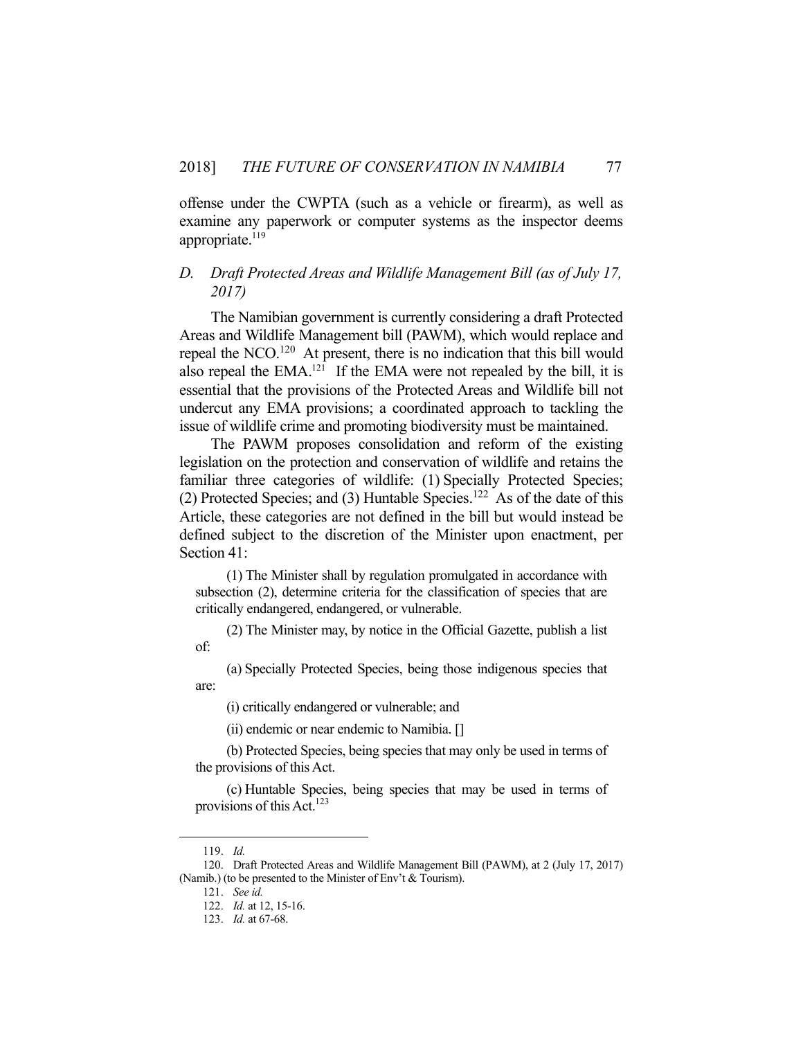offense under the CWPTA (such as a vehicle or firearm), as well as examine any paperwork or computer systems as the inspector deems appropriate.[119]

### *D. Draft Protected Areas and Wildlife Management Bill (as of July 17, 2017)*

The Namibian government is currently considering a draft Protected Areas and Wildlife Management bill (PAWM), which would replace and repeal the NCO.[120] At present, there is no indication that this bill would also repeal the EMA.[121] If the EMA were not repealed by the bill, it is essential that the provisions of the Protected Areas and Wildlife bill not undercut any EMA provisions; a coordinated approach to tackling the issue of wildlife crime and promoting biodiversity must be maintained.

The PAWM proposes consolidation and reform of the existing legislation on the protection and conservation of wildlife and retains the familiar three categories of wildlife: (1) Specially Protected Species; (2) Protected Species; and (3) Huntable Species.[122] As of the date of this Article, these categories are not defined in the bill but would instead be defined subject to the discretion of the Minister upon enactment, per Section 41:

> (1) The Minister shall by regulation promulgated in accordance with subsection (2), determine criteria for the classification of species that are critically endangered, endangered, or vulnerable.
>
> (2) The Minister may, by notice in the Official Gazette, publish a list of:
>
> (a) Specially Protected Species, being those indigenous species that are:
>
> (i) critically endangered or vulnerable; and
>
> (ii) endemic or near endemic to Namibia. []
>
> (b) Protected Species, being species that may only be used in terms of the provisions of this Act.
>
> (c) Huntable Species, being species that may be used in terms of provisions of this Act.[123]

---

119. *Id.*

120. Draft Protected Areas and Wildlife Management Bill (PAWM), at 2 (July 17, 2017) (Namib.) (to be presented to the Minister of Env't & Tourism).

121. *See id.*

122. *Id.* at 12, 15-16.

123. *Id.* at 67-68.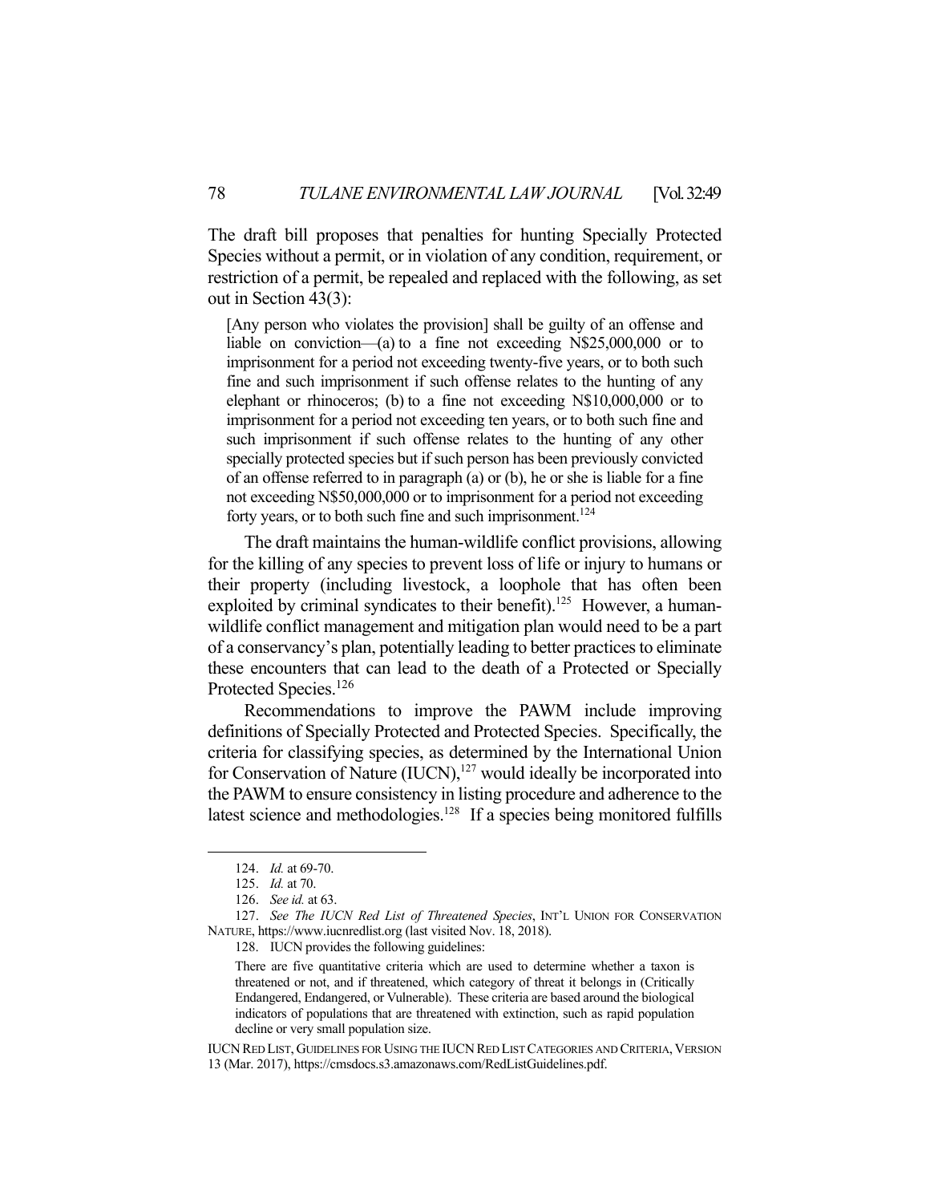The draft bill proposes that penalties for hunting Specially Protected Species without a permit, or in violation of any condition, requirement, or restriction of a permit, be repealed and replaced with the following, as set out in Section 43(3):

> [Any person who violates the provision] shall be guilty of an offense and liable on conviction—(a) to a fine not exceeding N$25,000,000 or to imprisonment for a period not exceeding twenty-five years, or to both such fine and such imprisonment if such offense relates to the hunting of any elephant or rhinoceros; (b) to a fine not exceeding N$10,000,000 or to imprisonment for a period not exceeding ten years, or to both such fine and such imprisonment if such offense relates to the hunting of any other specially protected species but if such person has been previously convicted of an offense referred to in paragraph (a) or (b), he or she is liable for a fine not exceeding N$50,000,000 or to imprisonment for a period not exceeding forty years, or to both such fine and such imprisonment.[124]

The draft maintains the human-wildlife conflict provisions, allowing for the killing of any species to prevent loss of life or injury to humans or their property (including livestock, a loophole that has often been exploited by criminal syndicates to their benefit).[125] However, a human-wildlife conflict management and mitigation plan would need to be a part of a conservancy's plan, potentially leading to better practices to eliminate these encounters that can lead to the death of a Protected or Specially Protected Species.[126]

Recommendations to improve the PAWM include improving definitions of Specially Protected and Protected Species. Specifically, the criteria for classifying species, as determined by the International Union for Conservation of Nature (IUCN),[127] would ideally be incorporated into the PAWM to ensure consistency in listing procedure and adherence to the latest science and methodologies.[128] If a species being monitored fulfills

---

124. *Id.* at 69-70.

125. *Id.* at 70.

126. *See id.* at 63.

127. *See The IUCN Red List of Threatened Species*, INT'L UNION FOR CONSERVATION NATURE, https://www.iucnredlist.org (last visited Nov. 18, 2018).

128. IUCN provides the following guidelines:

> There are five quantitative criteria which are used to determine whether a taxon is threatened or not, and if threatened, which category of threat it belongs in (Critically Endangered, Endangered, or Vulnerable). These criteria are based around the biological indicators of populations that are threatened with extinction, such as rapid population decline or very small population size.

IUCN RED LIST, GUIDELINES FOR USING THE IUCN RED LIST CATEGORIES AND CRITERIA, VERSION 13 (Mar. 2017), https://cmsdocs.s3.amazonaws.com/RedListGuidelines.pdf.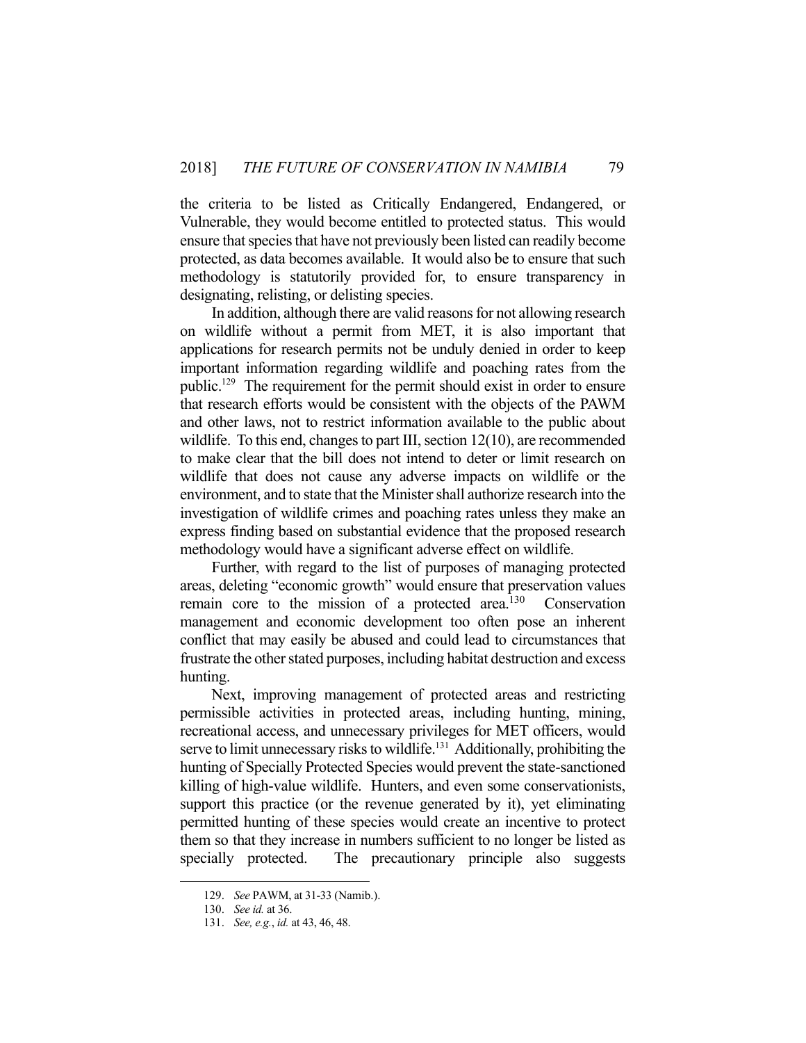the criteria to be listed as Critically Endangered, Endangered, or Vulnerable, they would become entitled to protected status. This would ensure that species that have not previously been listed can readily become protected, as data becomes available. It would also be to ensure that such methodology is statutorily provided for, to ensure transparency in designating, relisting, or delisting species.

In addition, although there are valid reasons for not allowing research on wildlife without a permit from MET, it is also important that applications for research permits not be unduly denied in order to keep important information regarding wildlife and poaching rates from the public.[129] The requirement for the permit should exist in order to ensure that research efforts would be consistent with the objects of the PAWM and other laws, not to restrict information available to the public about wildlife. To this end, changes to part III, section 12(10), are recommended to make clear that the bill does not intend to deter or limit research on wildlife that does not cause any adverse impacts on wildlife or the environment, and to state that the Minister shall authorize research into the investigation of wildlife crimes and poaching rates unless they make an express finding based on substantial evidence that the proposed research methodology would have a significant adverse effect on wildlife.

Further, with regard to the list of purposes of managing protected areas, deleting "economic growth" would ensure that preservation values remain core to the mission of a protected area.[130] Conservation management and economic development too often pose an inherent conflict that may easily be abused and could lead to circumstances that frustrate the other stated purposes, including habitat destruction and excess hunting.

Next, improving management of protected areas and restricting permissible activities in protected areas, including hunting, mining, recreational access, and unnecessary privileges for MET officers, would serve to limit unnecessary risks to wildlife.[131] Additionally, prohibiting the hunting of Specially Protected Species would prevent the state-sanctioned killing of high-value wildlife. Hunters, and even some conservationists, support this practice (or the revenue generated by it), yet eliminating permitted hunting of these species would create an incentive to protect them so that they increase in numbers sufficient to no longer be listed as specially protected. The precautionary principle also suggests

129. *See* PAWM, at 31-33 (Namib.).

130. *See id.* at 36.

131. *See, e.g.*, *id.* at 43, 46, 48.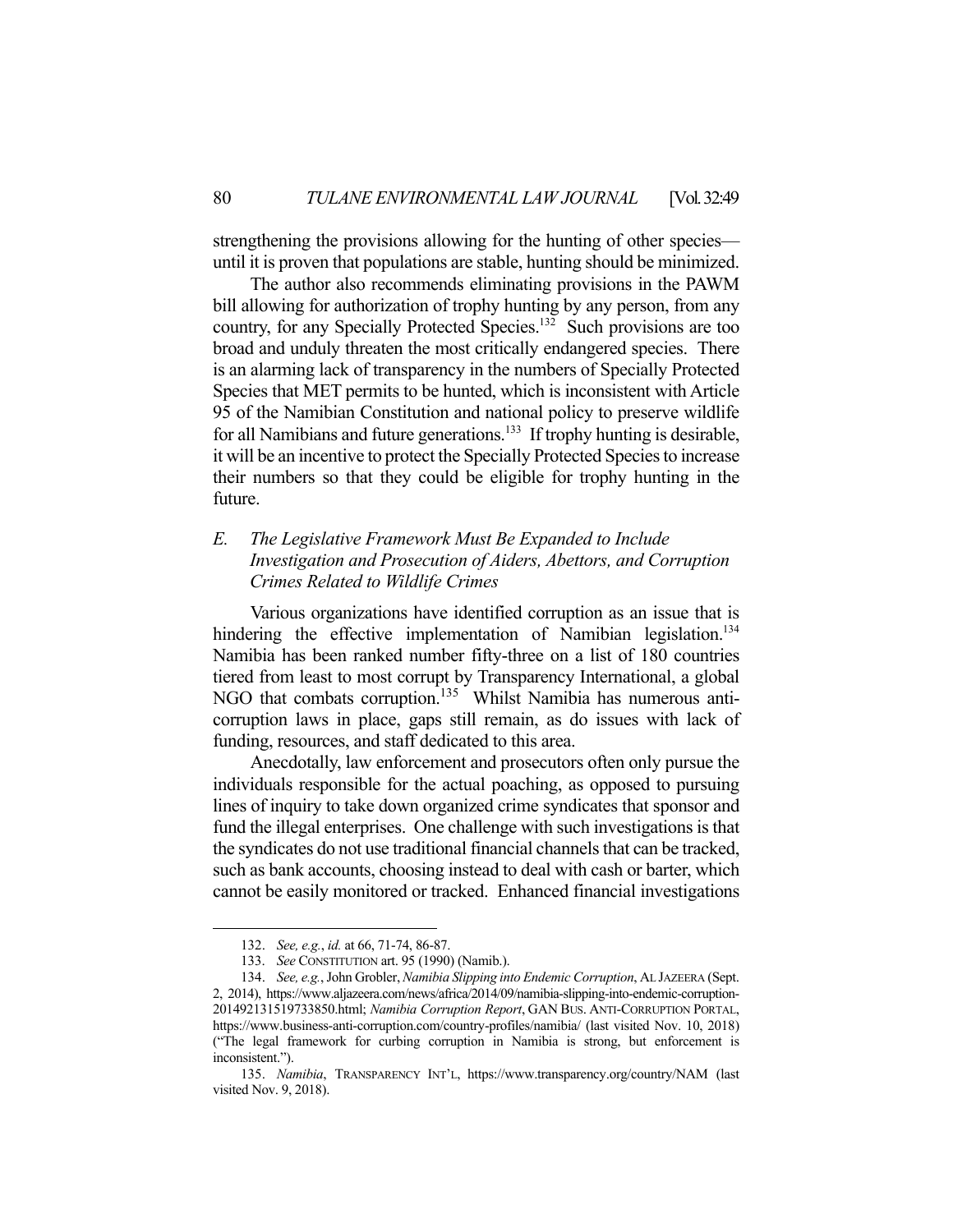strengthening the provisions allowing for the hunting of other species—until it is proven that populations are stable, hunting should be minimized.

The author also recommends eliminating provisions in the PAWM bill allowing for authorization of trophy hunting by any person, from any country, for any Specially Protected Species.[132] Such provisions are too broad and unduly threaten the most critically endangered species. There is an alarming lack of transparency in the numbers of Specially Protected Species that MET permits to be hunted, which is inconsistent with Article 95 of the Namibian Constitution and national policy to preserve wildlife for all Namibians and future generations.[133] If trophy hunting is desirable, it will be an incentive to protect the Specially Protected Species to increase their numbers so that they could be eligible for trophy hunting in the future.

### *E. The Legislative Framework Must Be Expanded to Include Investigation and Prosecution of Aiders, Abettors, and Corruption Crimes Related to Wildlife Crimes*

Various organizations have identified corruption as an issue that is hindering the effective implementation of Namibian legislation.[134] Namibia has been ranked number fifty-three on a list of 180 countries tiered from least to most corrupt by Transparency International, a global NGO that combats corruption.[135] Whilst Namibia has numerous anti-corruption laws in place, gaps still remain, as do issues with lack of funding, resources, and staff dedicated to this area.

Anecdotally, law enforcement and prosecutors often only pursue the individuals responsible for the actual poaching, as opposed to pursuing lines of inquiry to take down organized crime syndicates that sponsor and fund the illegal enterprises. One challenge with such investigations is that the syndicates do not use traditional financial channels that can be tracked, such as bank accounts, choosing instead to deal with cash or barter, which cannot be easily monitored or tracked. Enhanced financial investigations

---

132. *See, e.g.*, *id.* at 66, 71-74, 86-87.

133. *See* CONSTITUTION art. 95 (1990) (Namib.).

134. *See, e.g.*, John Grobler, *Namibia Slipping into Endemic Corruption*, AL JAZEERA (Sept. 2, 2014), https://www.aljazeera.com/news/africa/2014/09/namibia-slipping-into-endemic-corruption-201492131519733850.html; *Namibia Corruption Report*, GAN BUS. ANTI-CORRUPTION PORTAL, https://www.business-anti-corruption.com/country-profiles/namibia/ (last visited Nov. 10, 2018) ("The legal framework for curbing corruption in Namibia is strong, but enforcement is inconsistent.").

135. *Namibia*, TRANSPARENCY INT'L, https://www.transparency.org/country/NAM (last visited Nov. 9, 2018).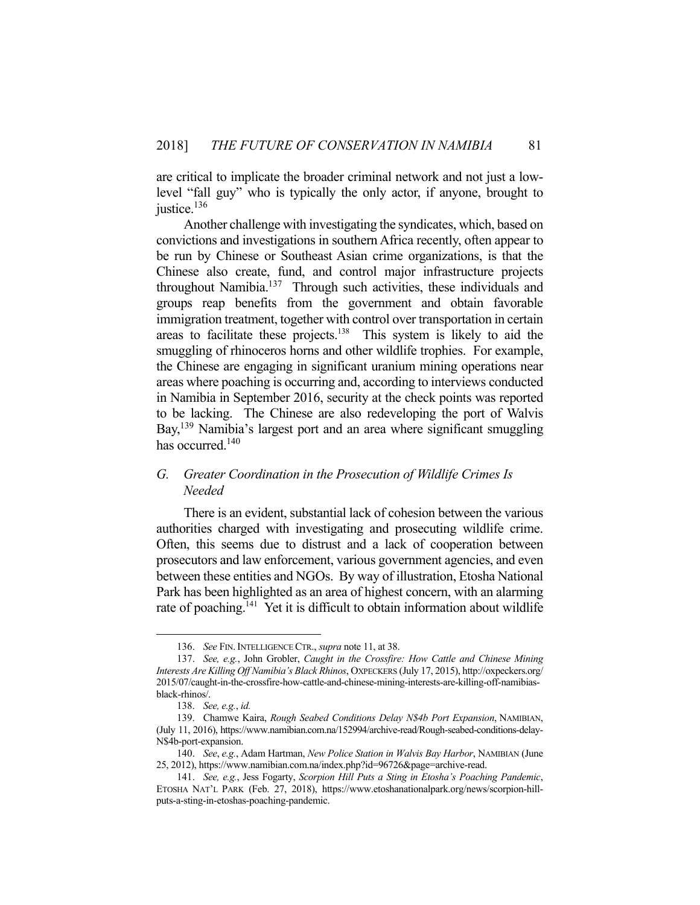are critical to implicate the broader criminal network and not just a low-level "fall guy" who is typically the only actor, if anyone, brought to justice.[136]

Another challenge with investigating the syndicates, which, based on convictions and investigations in southern Africa recently, often appear to be run by Chinese or Southeast Asian crime organizations, is that the Chinese also create, fund, and control major infrastructure projects throughout Namibia.[137] Through such activities, these individuals and groups reap benefits from the government and obtain favorable immigration treatment, together with control over transportation in certain areas to facilitate these projects.[138] This system is likely to aid the smuggling of rhinoceros horns and other wildlife trophies. For example, the Chinese are engaging in significant uranium mining operations near areas where poaching is occurring and, according to interviews conducted in Namibia in September 2016, security at the check points was reported to be lacking. The Chinese are also redeveloping the port of Walvis Bay,[139] Namibia's largest port and an area where significant smuggling has occurred.[140]

### *G. Greater Coordination in the Prosecution of Wildlife Crimes Is Needed*

There is an evident, substantial lack of cohesion between the various authorities charged with investigating and prosecuting wildlife crime. Often, this seems due to distrust and a lack of cooperation between prosecutors and law enforcement, various government agencies, and even between these entities and NGOs. By way of illustration, Etosha National Park has been highlighted as an area of highest concern, with an alarming rate of poaching.[141] Yet it is difficult to obtain information about wildlife

---

136. *See* FIN. INTELLIGENCE CTR., *supra* note 11, at 38.

137. *See, e.g.*, John Grobler, *Caught in the Crossfire: How Cattle and Chinese Mining Interests Are Killing Off Namibia's Black Rhinos*, OXPECKERS (July 17, 2015), http://oxpeckers.org/2015/07/caught-in-the-crossfire-how-cattle-and-chinese-mining-interests-are-killing-off-namibias-black-rhinos/.

138. *See, e.g.*, *id.*

139. Chamwe Kaira, *Rough Seabed Conditions Delay N$4b Port Expansion*, NAMIBIAN, (July 11, 2016), https://www.namibian.com.na/152994/archive-read/Rough-seabed-conditions-delay-N$4b-port-expansion.

140. *See*, *e.g.*, Adam Hartman, *New Police Station in Walvis Bay Harbor*, NAMIBIAN (June 25, 2012), https://www.namibian.com.na/index.php?id=96726&page=archive-read.

141. *See, e.g.*, Jess Fogarty, *Scorpion Hill Puts a Sting in Etosha's Poaching Pandemic*, ETOSHA NAT'L PARK (Feb. 27, 2018), https://www.etoshanationalpark.org/news/scorpion-hill-puts-a-sting-in-etoshas-poaching-pandemic.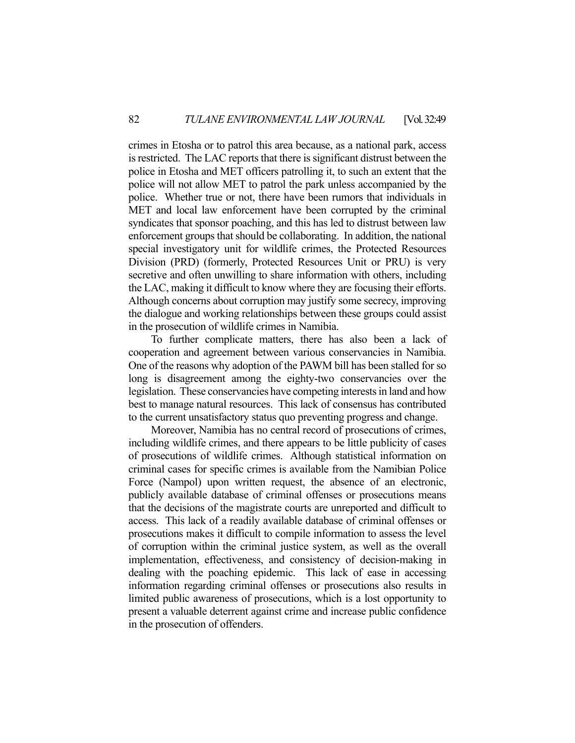crimes in Etosha or to patrol this area because, as a national park, access is restricted. The LAC reports that there is significant distrust between the police in Etosha and MET officers patrolling it, to such an extent that the police will not allow MET to patrol the park unless accompanied by the police. Whether true or not, there have been rumors that individuals in MET and local law enforcement have been corrupted by the criminal syndicates that sponsor poaching, and this has led to distrust between law enforcement groups that should be collaborating. In addition, the national special investigatory unit for wildlife crimes, the Protected Resources Division (PRD) (formerly, Protected Resources Unit or PRU) is very secretive and often unwilling to share information with others, including the LAC, making it difficult to know where they are focusing their efforts. Although concerns about corruption may justify some secrecy, improving the dialogue and working relationships between these groups could assist in the prosecution of wildlife crimes in Namibia.

To further complicate matters, there has also been a lack of cooperation and agreement between various conservancies in Namibia. One of the reasons why adoption of the PAWM bill has been stalled for so long is disagreement among the eighty-two conservancies over the legislation. These conservancies have competing interests in land and how best to manage natural resources. This lack of consensus has contributed to the current unsatisfactory status quo preventing progress and change.

Moreover, Namibia has no central record of prosecutions of crimes, including wildlife crimes, and there appears to be little publicity of cases of prosecutions of wildlife crimes. Although statistical information on criminal cases for specific crimes is available from the Namibian Police Force (Nampol) upon written request, the absence of an electronic, publicly available database of criminal offenses or prosecutions means that the decisions of the magistrate courts are unreported and difficult to access. This lack of a readily available database of criminal offenses or prosecutions makes it difficult to compile information to assess the level of corruption within the criminal justice system, as well as the overall implementation, effectiveness, and consistency of decision-making in dealing with the poaching epidemic. This lack of ease in accessing information regarding criminal offenses or prosecutions also results in limited public awareness of prosecutions, which is a lost opportunity to present a valuable deterrent against crime and increase public confidence in the prosecution of offenders.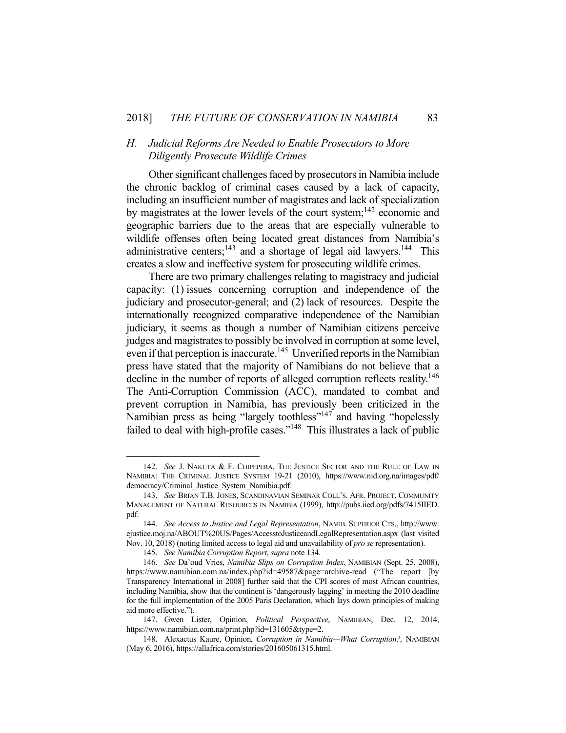### *H. Judicial Reforms Are Needed to Enable Prosecutors to More Diligently Prosecute Wildlife Crimes*

Other significant challenges faced by prosecutors in Namibia include the chronic backlog of criminal cases caused by a lack of capacity, including an insufficient number of magistrates and lack of specialization by magistrates at the lower levels of the court system;[142] economic and geographic barriers due to the areas that are especially vulnerable to wildlife offenses often being located great distances from Namibia's administrative centers;[143] and a shortage of legal aid lawyers.[144] This creates a slow and ineffective system for prosecuting wildlife crimes.

There are two primary challenges relating to magistracy and judicial capacity: (1) issues concerning corruption and independence of the judiciary and prosecutor-general; and (2) lack of resources. Despite the internationally recognized comparative independence of the Namibian judiciary, it seems as though a number of Namibian citizens perceive judges and magistrates to possibly be involved in corruption at some level, even if that perception is inaccurate.[145] Unverified reports in the Namibian press have stated that the majority of Namibians do not believe that a decline in the number of reports of alleged corruption reflects reality.[146] The Anti-Corruption Commission (ACC), mandated to combat and prevent corruption in Namibia, has previously been criticized in the Namibian press as being "largely toothless"[147] and having "hopelessly failed to deal with high-profile cases."[148] This illustrates a lack of public

---

142. *See* J. NAKUTA & F. CHIPEPERA, THE JUSTICE SECTOR AND THE RULE OF LAW IN NAMIBIA: THE CRIMINAL JUSTICE SYSTEM 19-21 (2010), https://www.nid.org.na/images/pdf/democracy/Criminal_Justice_System_Namibia.pdf.

143. *See* BRIAN T.B. JONES, SCANDINAVIAN SEMINAR COLL'S. AFR. PROJECT, COMMUNITY MANAGEMENT OF NATURAL RESOURCES IN NAMIBIA (1999), http://pubs.iied.org/pdfs/7415IIED.pdf.

144. *See Access to Justice and Legal Representation*, NAMIB. SUPERIOR CTS., http://www.ejustice.moj.na/ABOUT%20US/Pages/AccesstoJusticeandLegalRepresentation.aspx (last visited Nov. 10, 2018) (noting limited access to legal aid and unavailability of *pro se* representation).

145. *See Namibia Corruption Report*, *supra* note 134.

146. *See* Da'oud Vries, *Namibia Slips on Corruption Index*, NAMIBIAN (Sept. 25, 2008), https://www.namibian.com.na/index.php?id=49587&page=archive-read ("The report [by Transparency International in 2008] further said that the CPI scores of most African countries, including Namibia, show that the continent is 'dangerously lagging' in meeting the 2010 deadline for the full implementation of the 2005 Paris Declaration, which lays down principles of making aid more effective.").

147. Gwen Lister, Opinion, *Political Perspective*, NAMIBIAN, Dec. 12, 2014, https://www.namibian.com.na/print.php?id=131605&type=2.

148. Alexactus Kaure, Opinion, *Corruption in Namibia—What Corruption?,* NAMIBIAN (May 6, 2016), https://allafrica.com/stories/201605061315.html.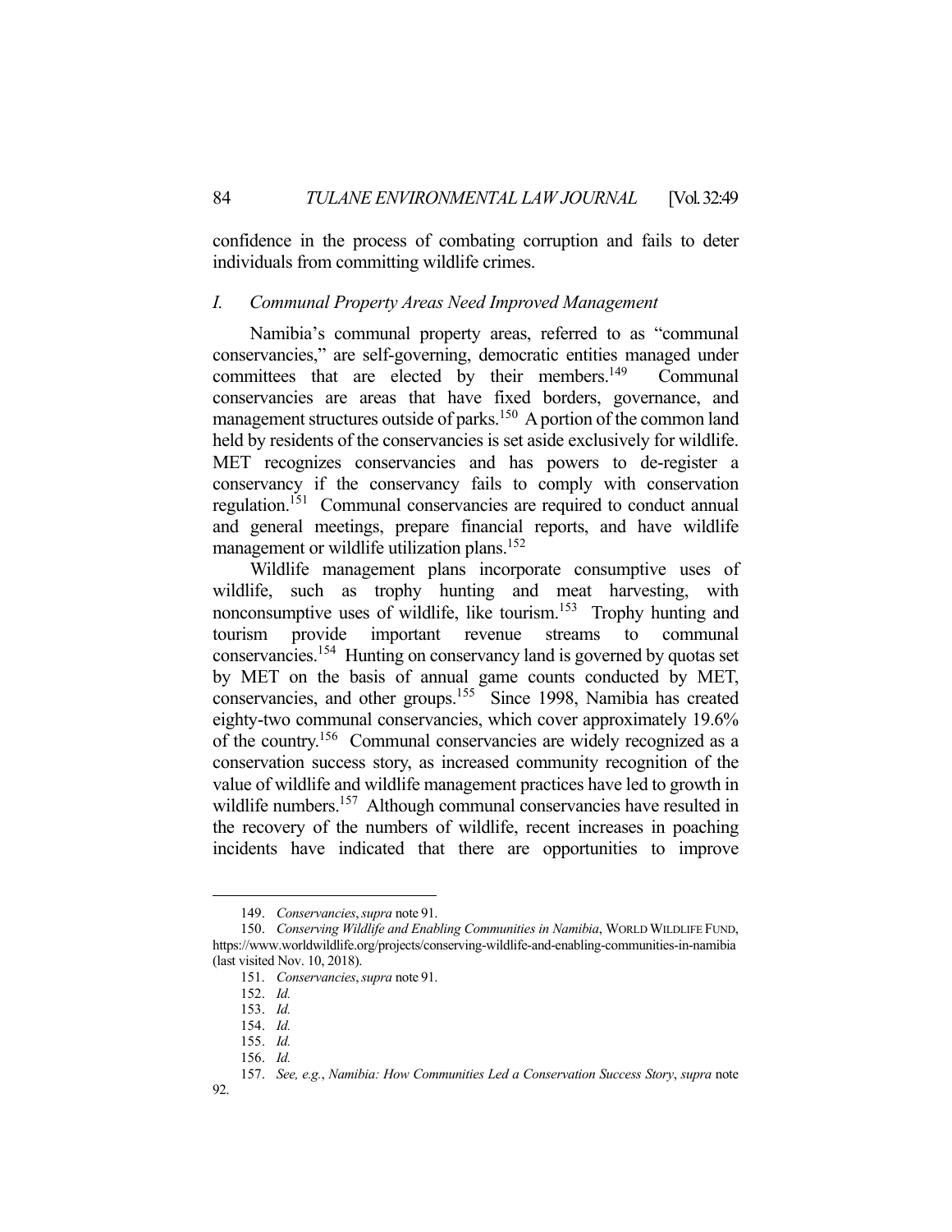confidence in the process of combating corruption and fails to deter individuals from committing wildlife crimes.

### *I. Communal Property Areas Need Improved Management*

Namibia's communal property areas, referred to as "communal conservancies," are self-governing, democratic entities managed under committees that are elected by their members.[149] Communal conservancies are areas that have fixed borders, governance, and management structures outside of parks.[150] A portion of the common land held by residents of the conservancies is set aside exclusively for wildlife. MET recognizes conservancies and has powers to de-register a conservancy if the conservancy fails to comply with conservation regulation.[151] Communal conservancies are required to conduct annual and general meetings, prepare financial reports, and have wildlife management or wildlife utilization plans.[152]

Wildlife management plans incorporate consumptive uses of wildlife, such as trophy hunting and meat harvesting, with nonconsumptive uses of wildlife, like tourism.[153] Trophy hunting and tourism provide important revenue streams to communal conservancies.[154] Hunting on conservancy land is governed by quotas set by MET on the basis of annual game counts conducted by MET, conservancies, and other groups.[155] Since 1998, Namibia has created eighty-two communal conservancies, which cover approximately 19.6% of the country.[156] Communal conservancies are widely recognized as a conservation success story, as increased community recognition of the value of wildlife and wildlife management practices have led to growth in wildlife numbers.[157] Although communal conservancies have resulted in the recovery of the numbers of wildlife, recent increases in poaching incidents have indicated that there are opportunities to improve

---

149. *Conservancies*, *supra* note 91.

150. *Conserving Wildlife and Enabling Communities in Namibia*, WORLD WILDLIFE FUND, https://www.worldwildlife.org/projects/conserving-wildlife-and-enabling-communities-in-namibia (last visited Nov. 10, 2018).

151. *Conservancies*, *supra* note 91.

152. *Id.*

153. *Id.*

154. *Id.*

155. *Id.*

156. *Id.*

157. *See, e.g.*, *Namibia: How Communities Led a Conservation Success Story*, *supra* note 92.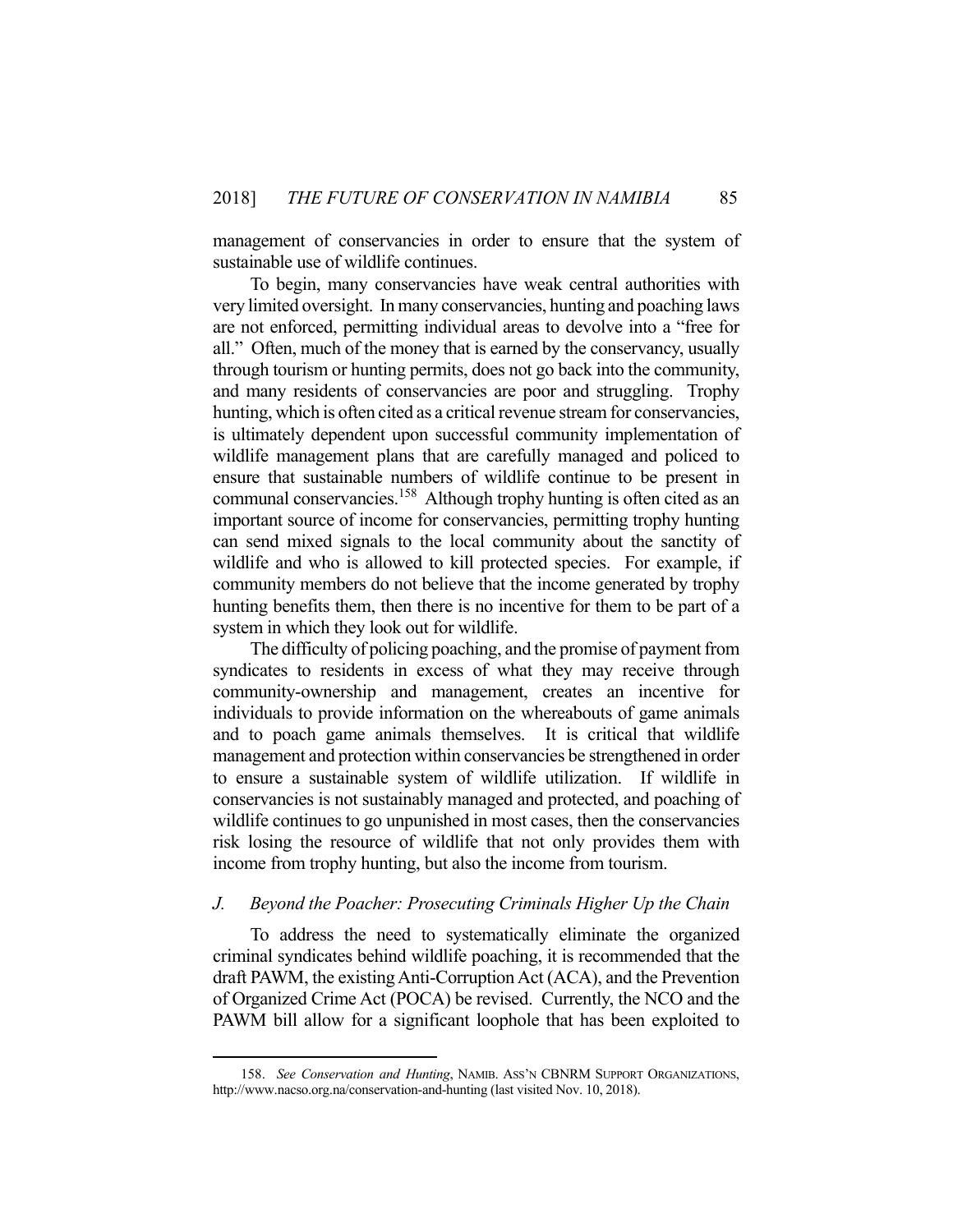management of conservancies in order to ensure that the system of sustainable use of wildlife continues.

To begin, many conservancies have weak central authorities with very limited oversight. In many conservancies, hunting and poaching laws are not enforced, permitting individual areas to devolve into a "free for all." Often, much of the money that is earned by the conservancy, usually through tourism or hunting permits, does not go back into the community, and many residents of conservancies are poor and struggling. Trophy hunting, which is often cited as a critical revenue stream for conservancies, is ultimately dependent upon successful community implementation of wildlife management plans that are carefully managed and policed to ensure that sustainable numbers of wildlife continue to be present in communal conservancies.[158] Although trophy hunting is often cited as an important source of income for conservancies, permitting trophy hunting can send mixed signals to the local community about the sanctity of wildlife and who is allowed to kill protected species. For example, if community members do not believe that the income generated by trophy hunting benefits them, then there is no incentive for them to be part of a system in which they look out for wildlife.

The difficulty of policing poaching, and the promise of payment from syndicates to residents in excess of what they may receive through community-ownership and management, creates an incentive for individuals to provide information on the whereabouts of game animals and to poach game animals themselves. It is critical that wildlife management and protection within conservancies be strengthened in order to ensure a sustainable system of wildlife utilization. If wildlife in conservancies is not sustainably managed and protected, and poaching of wildlife continues to go unpunished in most cases, then the conservancies risk losing the resource of wildlife that not only provides them with income from trophy hunting, but also the income from tourism.

### *J. Beyond the Poacher: Prosecuting Criminals Higher Up the Chain*

To address the need to systematically eliminate the organized criminal syndicates behind wildlife poaching, it is recommended that the draft PAWM, the existing Anti-Corruption Act (ACA), and the Prevention of Organized Crime Act (POCA) be revised. Currently, the NCO and the PAWM bill allow for a significant loophole that has been exploited to

---

158. *See Conservation and Hunting*, NAMIB. ASS'N CBNRM SUPPORT ORGANIZATIONS, http://www.nacso.org.na/conservation-and-hunting (last visited Nov. 10, 2018).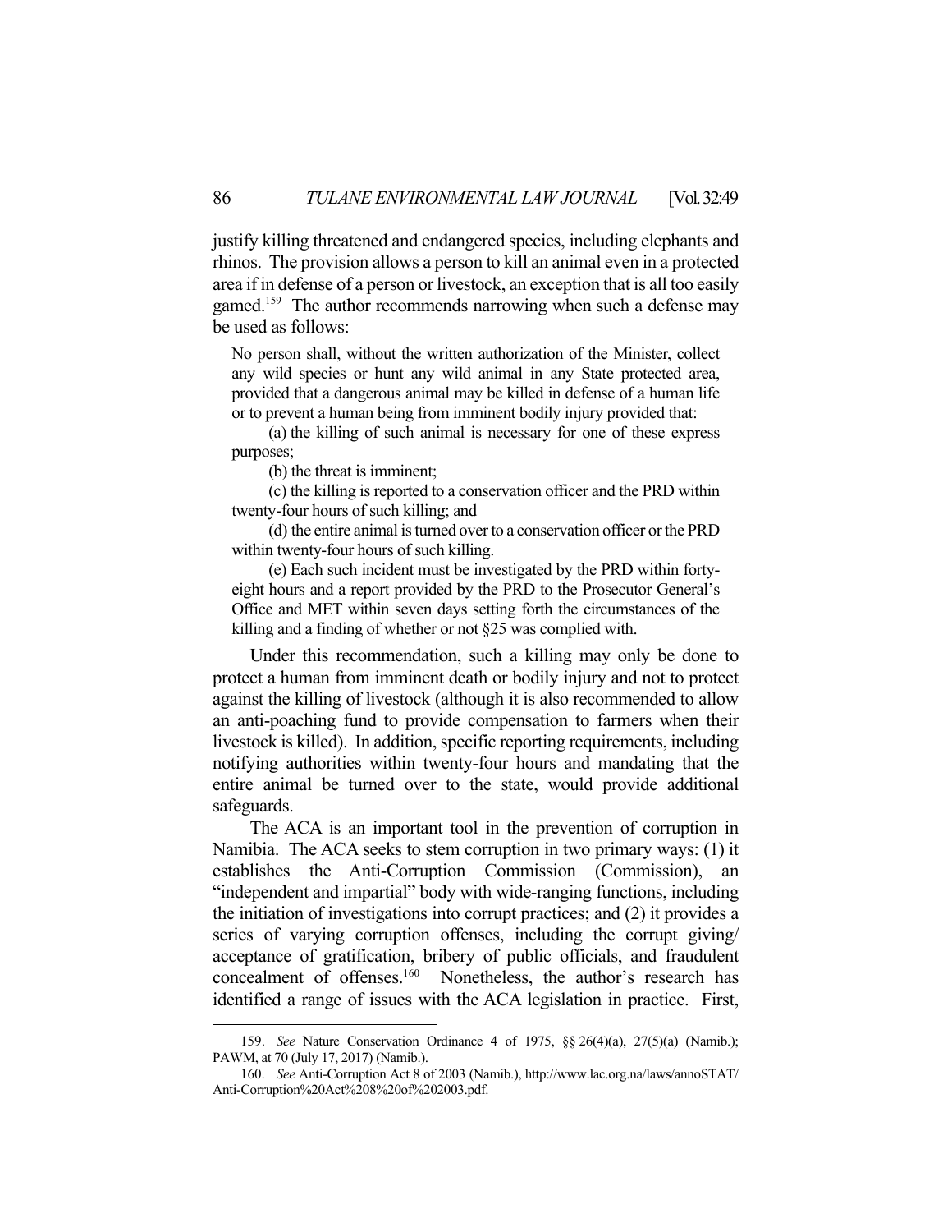justify killing threatened and endangered species, including elephants and rhinos. The provision allows a person to kill an animal even in a protected area if in defense of a person or livestock, an exception that is all too easily gamed.[159] The author recommends narrowing when such a defense may be used as follows:

> No person shall, without the written authorization of the Minister, collect any wild species or hunt any wild animal in any State protected area, provided that a dangerous animal may be killed in defense of a human life or to prevent a human being from imminent bodily injury provided that:
>
> (a) the killing of such animal is necessary for one of these express purposes;
>
> (b) the threat is imminent;
>
> (c) the killing is reported to a conservation officer and the PRD within twenty-four hours of such killing; and
>
> (d) the entire animal is turned over to a conservation officer or the PRD within twenty-four hours of such killing.
>
> (e) Each such incident must be investigated by the PRD within forty-eight hours and a report provided by the PRD to the Prosecutor General's Office and MET within seven days setting forth the circumstances of the killing and a finding of whether or not §25 was complied with.

Under this recommendation, such a killing may only be done to protect a human from imminent death or bodily injury and not to protect against the killing of livestock (although it is also recommended to allow an anti-poaching fund to provide compensation to farmers when their livestock is killed). In addition, specific reporting requirements, including notifying authorities within twenty-four hours and mandating that the entire animal be turned over to the state, would provide additional safeguards.

The ACA is an important tool in the prevention of corruption in Namibia. The ACA seeks to stem corruption in two primary ways: (1) it establishes the Anti-Corruption Commission (Commission), an "independent and impartial" body with wide-ranging functions, including the initiation of investigations into corrupt practices; and (2) it provides a series of varying corruption offenses, including the corrupt giving/acceptance of gratification, bribery of public officials, and fraudulent concealment of offenses.[160] Nonetheless, the author's research has identified a range of issues with the ACA legislation in practice. First,

---

159. *See* Nature Conservation Ordinance 4 of 1975, §§ 26(4)(a), 27(5)(a) (Namib.); PAWM, at 70 (July 17, 2017) (Namib.).

160. *See* Anti-Corruption Act 8 of 2003 (Namib.), http://www.lac.org.na/laws/annoSTAT/Anti-Corruption%20Act%208%20of%202003.pdf.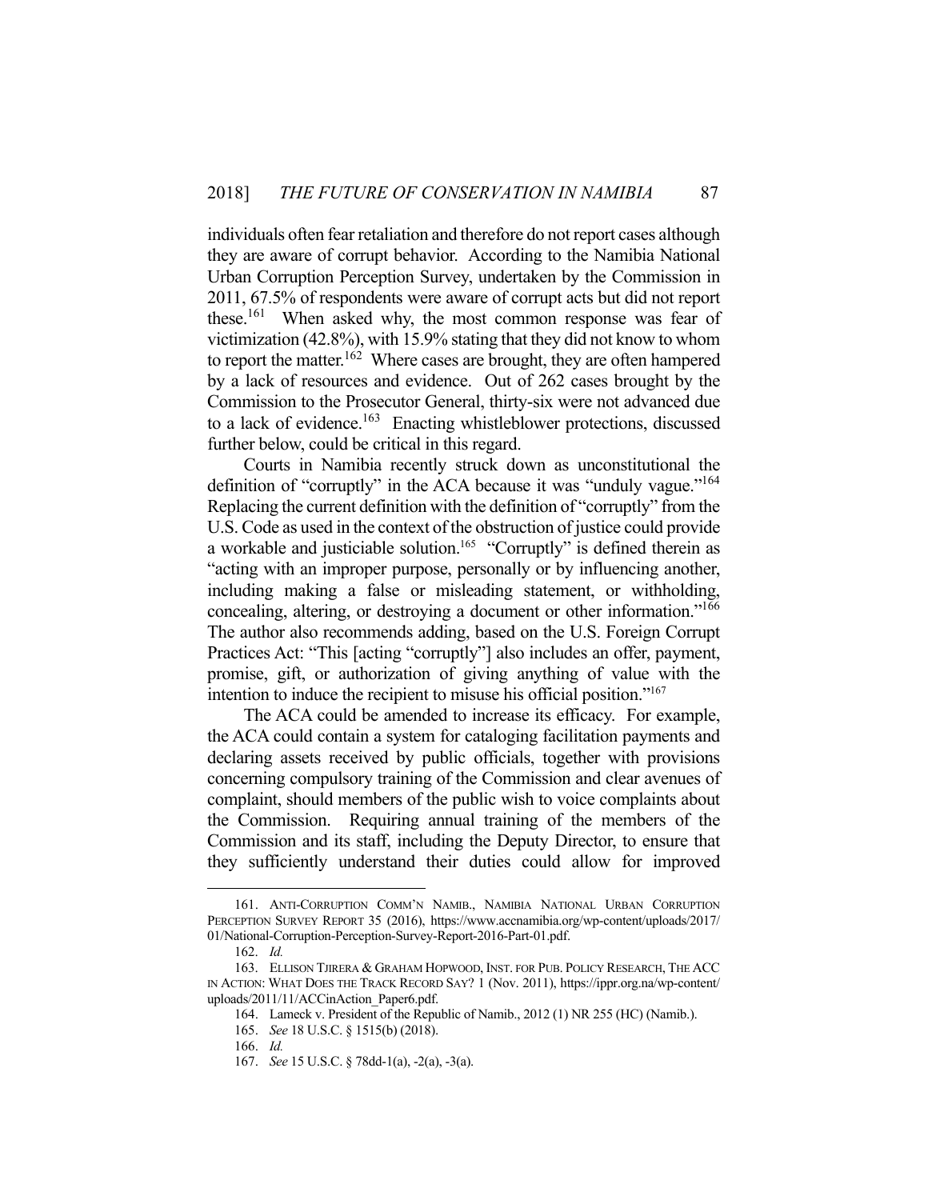individuals often fear retaliation and therefore do not report cases although they are aware of corrupt behavior. According to the Namibia National Urban Corruption Perception Survey, undertaken by the Commission in 2011, 67.5% of respondents were aware of corrupt acts but did not report these.[161] When asked why, the most common response was fear of victimization (42.8%), with 15.9% stating that they did not know to whom to report the matter.[162] Where cases are brought, they are often hampered by a lack of resources and evidence. Out of 262 cases brought by the Commission to the Prosecutor General, thirty-six were not advanced due to a lack of evidence.[163] Enacting whistleblower protections, discussed further below, could be critical in this regard.

Courts in Namibia recently struck down as unconstitutional the definition of "corruptly" in the ACA because it was "unduly vague."[164] Replacing the current definition with the definition of "corruptly" from the U.S. Code as used in the context of the obstruction of justice could provide a workable and justiciable solution.[165] "Corruptly" is defined therein as "acting with an improper purpose, personally or by influencing another, including making a false or misleading statement, or withholding, concealing, altering, or destroying a document or other information."[166] The author also recommends adding, based on the U.S. Foreign Corrupt Practices Act: "This [acting "corruptly"] also includes an offer, payment, promise, gift, or authorization of giving anything of value with the intention to induce the recipient to misuse his official position."[167]

The ACA could be amended to increase its efficacy. For example, the ACA could contain a system for cataloging facilitation payments and declaring assets received by public officials, together with provisions concerning compulsory training of the Commission and clear avenues of complaint, should members of the public wish to voice complaints about the Commission. Requiring annual training of the members of the Commission and its staff, including the Deputy Director, to ensure that they sufficiently understand their duties could allow for improved

---

161. ANTI-CORRUPTION COMM'N NAMIB., NAMIBIA NATIONAL URBAN CORRUPTION PERCEPTION SURVEY REPORT 35 (2016), https://www.accnamibia.org/wp-content/uploads/2017/01/National-Corruption-Perception-Survey-Report-2016-Part-01.pdf.

162. *Id.*

163. ELLISON TJIRERA & GRAHAM HOPWOOD, INST. FOR PUB. POLICY RESEARCH, THE ACC IN ACTION: WHAT DOES THE TRACK RECORD SAY? 1 (Nov. 2011), https://ippr.org.na/wp-content/uploads/2011/11/ACCinAction_Paper6.pdf.

164. Lameck v. President of the Republic of Namib., 2012 (1) NR 255 (HC) (Namib.).

165. *See* 18 U.S.C. § 1515(b) (2018).

166. *Id.*

167. *See* 15 U.S.C. § 78dd-1(a), -2(a), -3(a).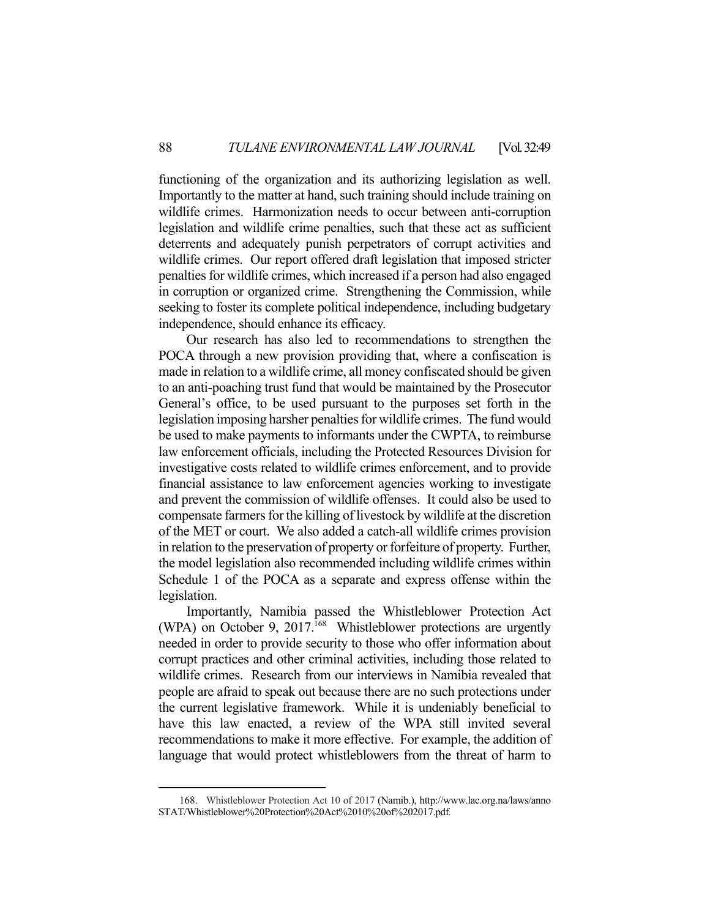functioning of the organization and its authorizing legislation as well. Importantly to the matter at hand, such training should include training on wildlife crimes. Harmonization needs to occur between anti-corruption legislation and wildlife crime penalties, such that these act as sufficient deterrents and adequately punish perpetrators of corrupt activities and wildlife crimes. Our report offered draft legislation that imposed stricter penalties for wildlife crimes, which increased if a person had also engaged in corruption or organized crime. Strengthening the Commission, while seeking to foster its complete political independence, including budgetary independence, should enhance its efficacy.

Our research has also led to recommendations to strengthen the POCA through a new provision providing that, where a confiscation is made in relation to a wildlife crime, all money confiscated should be given to an anti-poaching trust fund that would be maintained by the Prosecutor General's office, to be used pursuant to the purposes set forth in the legislation imposing harsher penalties for wildlife crimes. The fund would be used to make payments to informants under the CWPTA, to reimburse law enforcement officials, including the Protected Resources Division for investigative costs related to wildlife crimes enforcement, and to provide financial assistance to law enforcement agencies working to investigate and prevent the commission of wildlife offenses. It could also be used to compensate farmers for the killing of livestock by wildlife at the discretion of the MET or court. We also added a catch-all wildlife crimes provision in relation to the preservation of property or forfeiture of property. Further, the model legislation also recommended including wildlife crimes within Schedule 1 of the POCA as a separate and express offense within the legislation.

Importantly, Namibia passed the Whistleblower Protection Act (WPA) on October 9, 2017.[168] Whistleblower protections are urgently needed in order to provide security to those who offer information about corrupt practices and other criminal activities, including those related to wildlife crimes. Research from our interviews in Namibia revealed that people are afraid to speak out because there are no such protections under the current legislative framework. While it is undeniably beneficial to have this law enacted, a review of the WPA still invited several recommendations to make it more effective. For example, the addition of language that would protect whistleblowers from the threat of harm to

---

168. Whistleblower Protection Act 10 of 2017 (Namib.), http://www.lac.org.na/laws/annoSTAT/Whistleblower%20Protection%20Act%2010%20of%202017.pdf.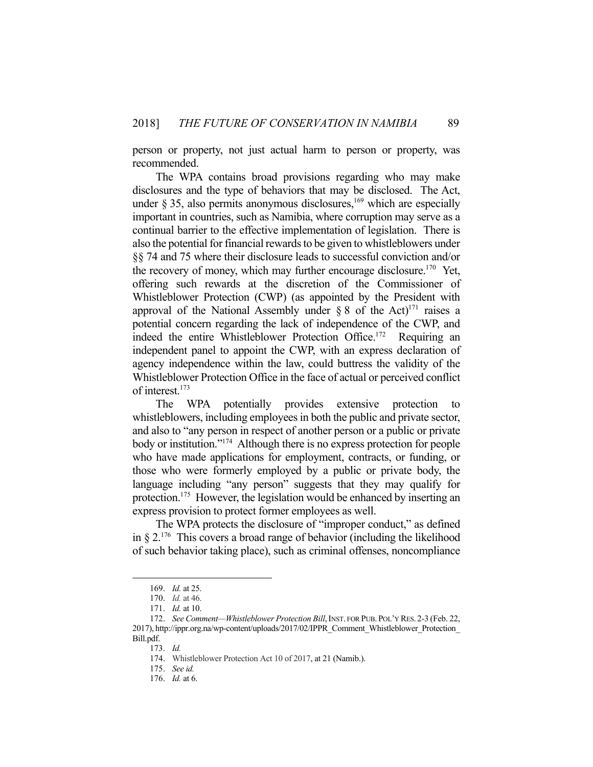person or property, not just actual harm to person or property, was recommended.

The WPA contains broad provisions regarding who may make disclosures and the type of behaviors that may be disclosed. The Act, under § 35, also permits anonymous disclosures,[169] which are especially important in countries, such as Namibia, where corruption may serve as a continual barrier to the effective implementation of legislation. There is also the potential for financial rewards to be given to whistleblowers under §§ 74 and 75 where their disclosure leads to successful conviction and/or the recovery of money, which may further encourage disclosure.[170] Yet, offering such rewards at the discretion of the Commissioner of Whistleblower Protection (CWP) (as appointed by the President with approval of the National Assembly under § 8 of the Act)[171] raises a potential concern regarding the lack of independence of the CWP, and indeed the entire Whistleblower Protection Office.[172] Requiring an independent panel to appoint the CWP, with an express declaration of agency independence within the law, could buttress the validity of the Whistleblower Protection Office in the face of actual or perceived conflict of interest.[173]

The WPA potentially provides extensive protection to whistleblowers, including employees in both the public and private sector, and also to "any person in respect of another person or a public or private body or institution."[174] Although there is no express protection for people who have made applications for employment, contracts, or funding, or those who were formerly employed by a public or private body, the language including "any person" suggests that they may qualify for protection.[175] However, the legislation would be enhanced by inserting an express provision to protect former employees as well.

The WPA protects the disclosure of "improper conduct," as defined in § 2.[176] This covers a broad range of behavior (including the likelihood of such behavior taking place), such as criminal offenses, noncompliance

---

169. *Id.* at 25.

170. *Id.* at 46.

171. *Id.* at 10.

172. *See Comment—Whistleblower Protection Bill*, INST. FOR PUB. POL'Y RES. 2-3 (Feb. 22, 2017), http://ippr.org.na/wp-content/uploads/2017/02/IPPR_Comment_Whistleblower_Protection_Bill.pdf.

173. *Id.*

174. Whistleblower Protection Act 10 of 2017, at 21 (Namib.).

175. *See id.*

176. *Id.* at 6.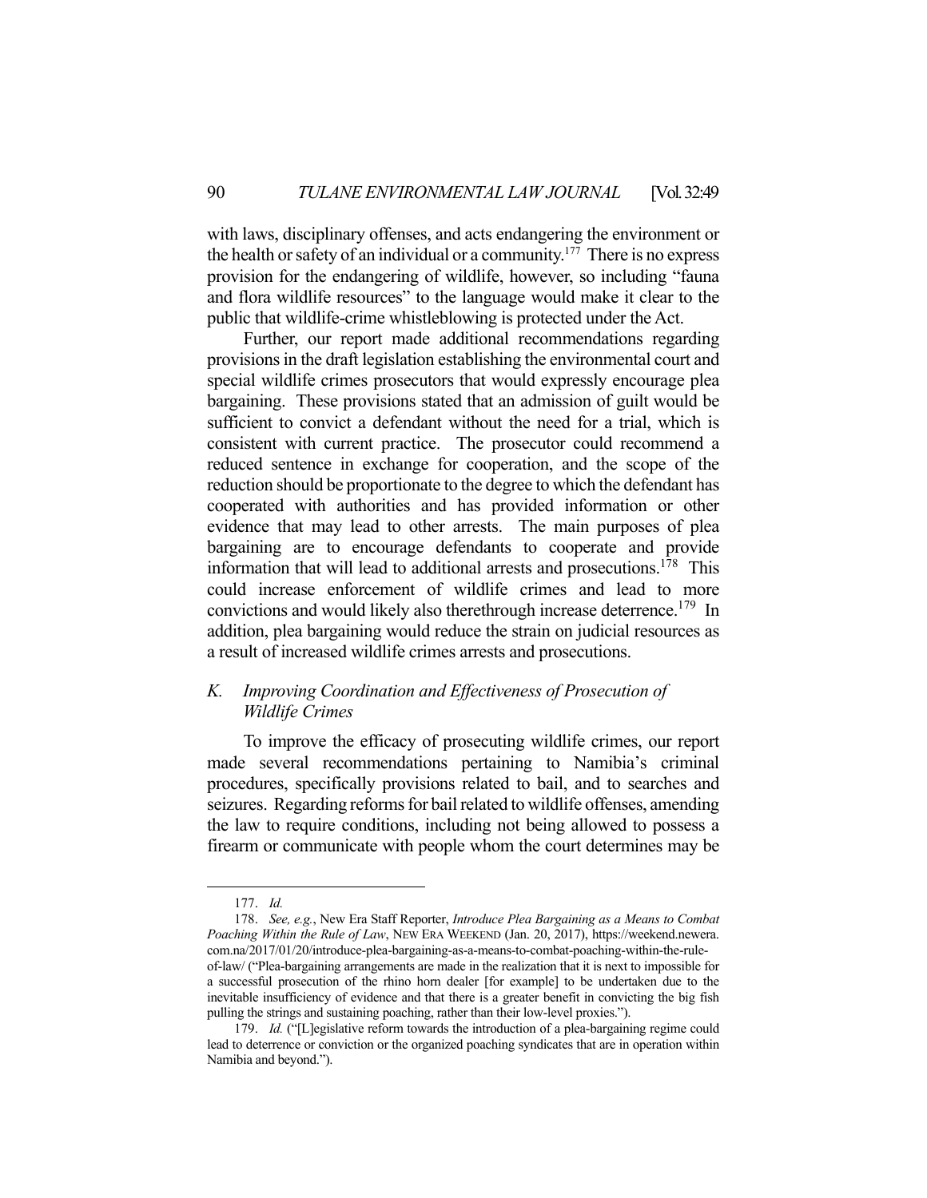with laws, disciplinary offenses, and acts endangering the environment or the health or safety of an individual or a community.[177] There is no express provision for the endangering of wildlife, however, so including "fauna and flora wildlife resources" to the language would make it clear to the public that wildlife-crime whistleblowing is protected under the Act.

Further, our report made additional recommendations regarding provisions in the draft legislation establishing the environmental court and special wildlife crimes prosecutors that would expressly encourage plea bargaining. These provisions stated that an admission of guilt would be sufficient to convict a defendant without the need for a trial, which is consistent with current practice. The prosecutor could recommend a reduced sentence in exchange for cooperation, and the scope of the reduction should be proportionate to the degree to which the defendant has cooperated with authorities and has provided information or other evidence that may lead to other arrests. The main purposes of plea bargaining are to encourage defendants to cooperate and provide information that will lead to additional arrests and prosecutions.[178] This could increase enforcement of wildlife crimes and lead to more convictions and would likely also therethrough increase deterrence.[179] In addition, plea bargaining would reduce the strain on judicial resources as a result of increased wildlife crimes arrests and prosecutions.

### *K. Improving Coordination and Effectiveness of Prosecution of Wildlife Crimes*

To improve the efficacy of prosecuting wildlife crimes, our report made several recommendations pertaining to Namibia's criminal procedures, specifically provisions related to bail, and to searches and seizures. Regarding reforms for bail related to wildlife offenses, amending the law to require conditions, including not being allowed to possess a firearm or communicate with people whom the court determines may be

---

177. *Id.*

178. *See, e.g.*, New Era Staff Reporter, *Introduce Plea Bargaining as a Means to Combat Poaching Within the Rule of Law*, NEW ERA WEEKEND (Jan. 20, 2017), https://weekend.newera.com.na/2017/01/20/introduce-plea-bargaining-as-a-means-to-combat-poaching-within-the-rule-of-law/ ("Plea-bargaining arrangements are made in the realization that it is next to impossible for a successful prosecution of the rhino horn dealer [for example] to be undertaken due to the inevitable insufficiency of evidence and that there is a greater benefit in convicting the big fish pulling the strings and sustaining poaching, rather than their low-level proxies.").

179. *Id.* ("[L]egislative reform towards the introduction of a plea-bargaining regime could lead to deterrence or conviction or the organized poaching syndicates that are in operation within Namibia and beyond.").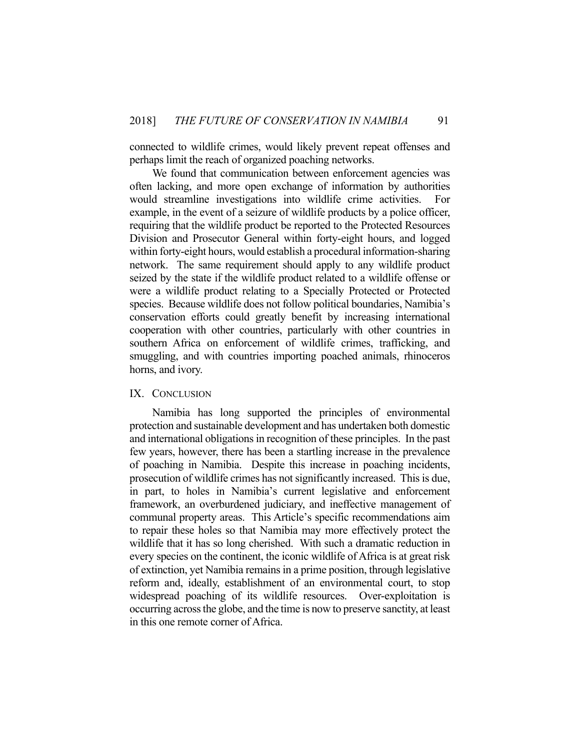connected to wildlife crimes, would likely prevent repeat offenses and perhaps limit the reach of organized poaching networks.

We found that communication between enforcement agencies was often lacking, and more open exchange of information by authorities would streamline investigations into wildlife crime activities. For example, in the event of a seizure of wildlife products by a police officer, requiring that the wildlife product be reported to the Protected Resources Division and Prosecutor General within forty-eight hours, and logged within forty-eight hours, would establish a procedural information-sharing network. The same requirement should apply to any wildlife product seized by the state if the wildlife product related to a wildlife offense or were a wildlife product relating to a Specially Protected or Protected species. Because wildlife does not follow political boundaries, Namibia's conservation efforts could greatly benefit by increasing international cooperation with other countries, particularly with other countries in southern Africa on enforcement of wildlife crimes, trafficking, and smuggling, and with countries importing poached animals, rhinoceros horns, and ivory.

## IX. CONCLUSION

Namibia has long supported the principles of environmental protection and sustainable development and has undertaken both domestic and international obligations in recognition of these principles. In the past few years, however, there has been a startling increase in the prevalence of poaching in Namibia. Despite this increase in poaching incidents, prosecution of wildlife crimes has not significantly increased. This is due, in part, to holes in Namibia's current legislative and enforcement framework, an overburdened judiciary, and ineffective management of communal property areas. This Article's specific recommendations aim to repair these holes so that Namibia may more effectively protect the wildlife that it has so long cherished. With such a dramatic reduction in every species on the continent, the iconic wildlife of Africa is at great risk of extinction, yet Namibia remains in a prime position, through legislative reform and, ideally, establishment of an environmental court, to stop widespread poaching of its wildlife resources. Over-exploitation is occurring across the globe, and the time is now to preserve sanctity, at least in this one remote corner of Africa.